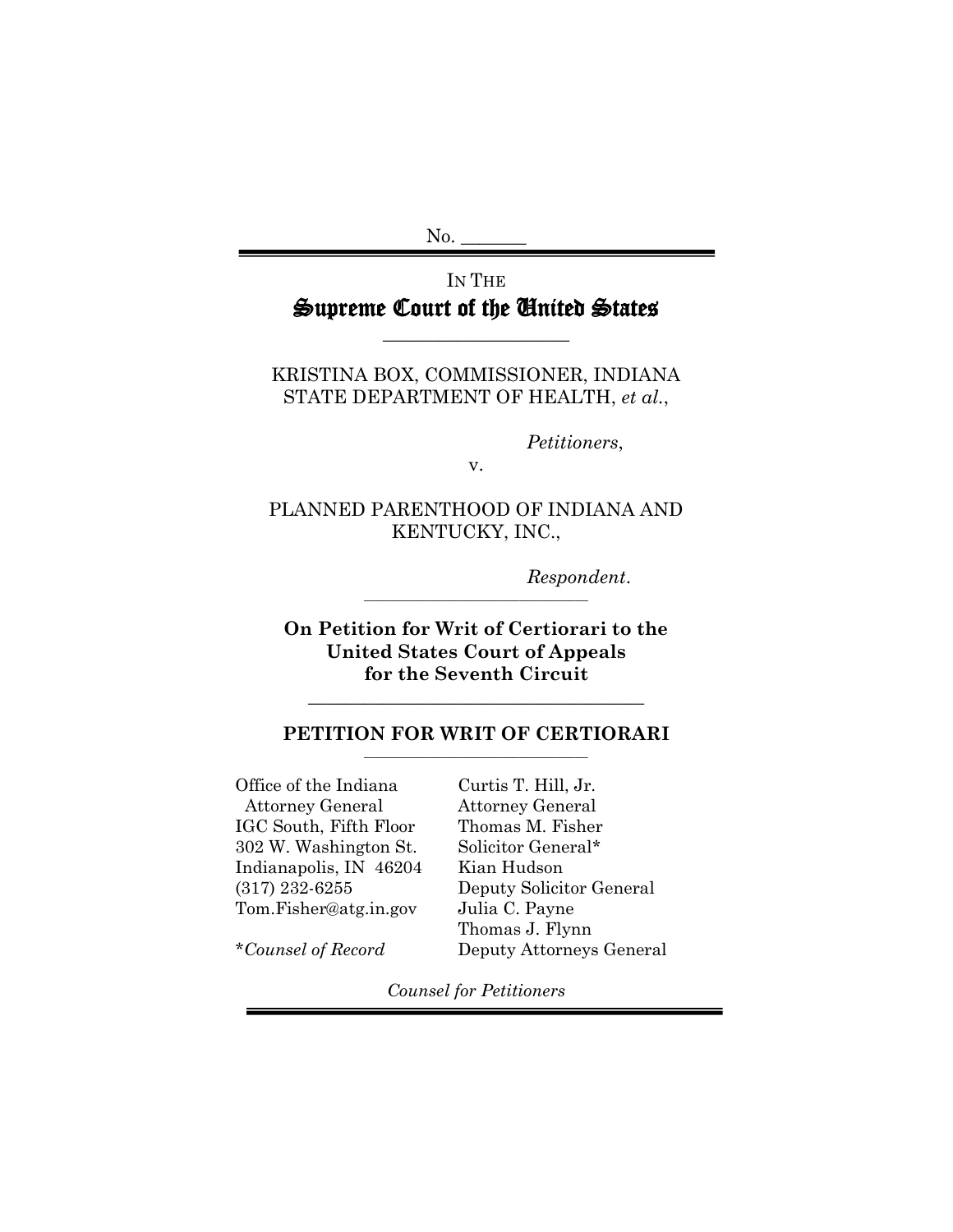No. _______

IN THE

# Supreme Court of the United States

---

KRISTINA BOX, COMMISSIONER, INDIANA STATE DEPARTMENT OF HEALTH, *et al.*,

*Petitioners*,

v.

PLANNED PARENTHOOD OF INDIANA AND KENTUCKY, INC.,

*Respondent*.

---

**On Petition for Writ of Certiorari to the United States Court of Appeals for the Seventh Circuit**

---

## PETITION FOR WRIT OF CERTIORARI

---

Office of the Indiana Attorney General
IGC South, Fifth Floor
302 W. Washington St.
Indianapolis, IN 46204
(317) 232-6255
Tom.Fisher@atg.in.gov

\**Counsel of Record*

Curtis T. Hill, Jr.
Attorney General
Thomas M. Fisher
Solicitor General*
Kian Hudson
Deputy Solicitor General
Julia C. Payne
Thomas J. Flynn
Deputy Attorneys General

*Counsel for Petitioners*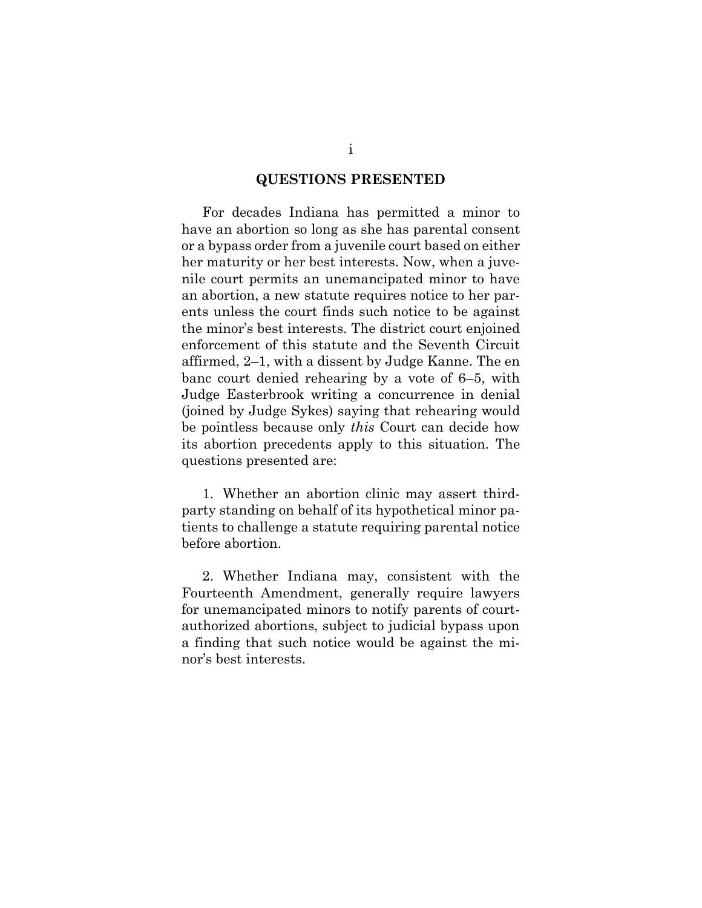## QUESTIONS PRESENTED

For decades Indiana has permitted a minor to have an abortion so long as she has parental consent or a bypass order from a juvenile court based on either her maturity or her best interests. Now, when a juvenile court permits an unemancipated minor to have an abortion, a new statute requires notice to her parents unless the court finds such notice to be against the minor's best interests. The district court enjoined enforcement of this statute and the Seventh Circuit affirmed, 2–1, with a dissent by Judge Kanne. The en banc court denied rehearing by a vote of 6–5, with Judge Easterbrook writing a concurrence in denial (joined by Judge Sykes) saying that rehearing would be pointless because only *this* Court can decide how its abortion precedents apply to this situation. The questions presented are:

1. Whether an abortion clinic may assert third-party standing on behalf of its hypothetical minor patients to challenge a statute requiring parental notice before abortion.

2. Whether Indiana may, consistent with the Fourteenth Amendment, generally require lawyers for unemancipated minors to notify parents of court-authorized abortions, subject to judicial bypass upon a finding that such notice would be against the minor's best interests.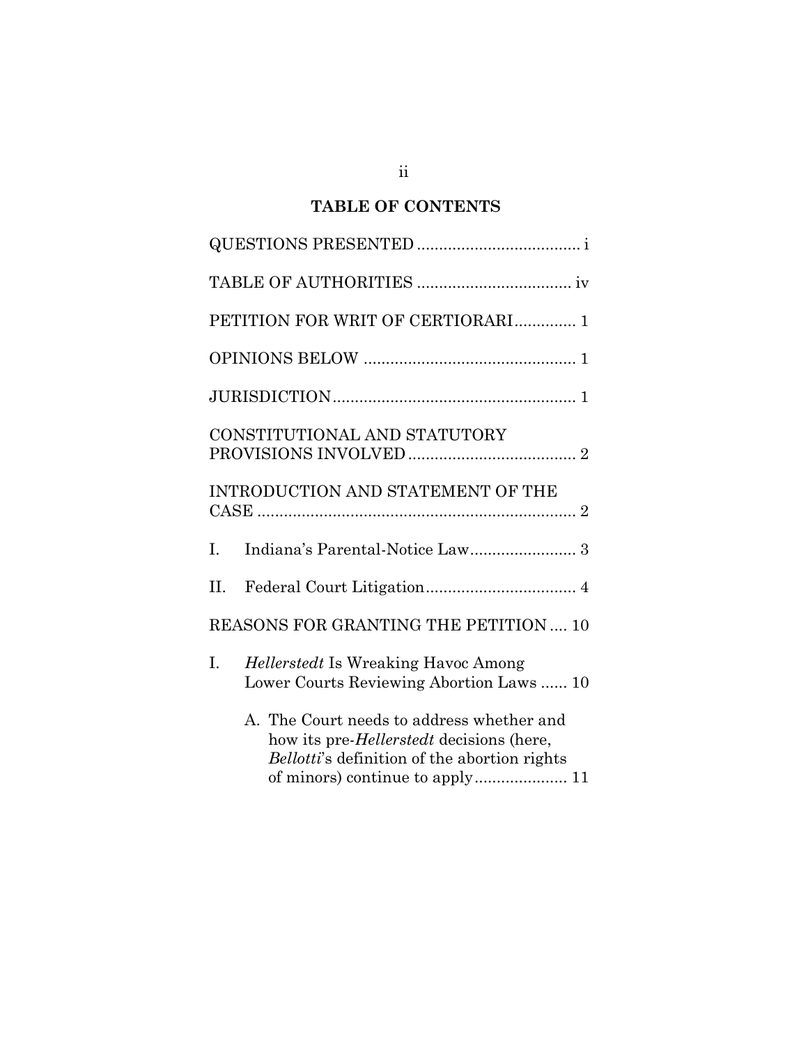## TABLE OF CONTENTS

QUESTIONS PRESENTED .................................... i

TABLE OF AUTHORITIES .................................. iv

PETITION FOR WRIT OF CERTIORARI............. 1

OPINIONS BELOW ................................................ 1

JURISDICTION...................................................... 1

CONSTITUTIONAL AND STATUTORY PROVISIONS INVOLVED...................................... 2

INTRODUCTION AND STATEMENT OF THE CASE ........................................................................ 2

I. Indiana's Parental-Notice Law........................ 3

II. Federal Court Litigation.................................. 4

REASONS FOR GRANTING THE PETITION .... 10

I. *Hellerstedt* Is Wreaking Havoc Among Lower Courts Reviewing Abortion Laws ...... 10

   A. The Court needs to address whether and how its pre-*Hellerstedt* decisions (here, *Bellotti*'s definition of the abortion rights of minors) continue to apply..................... 11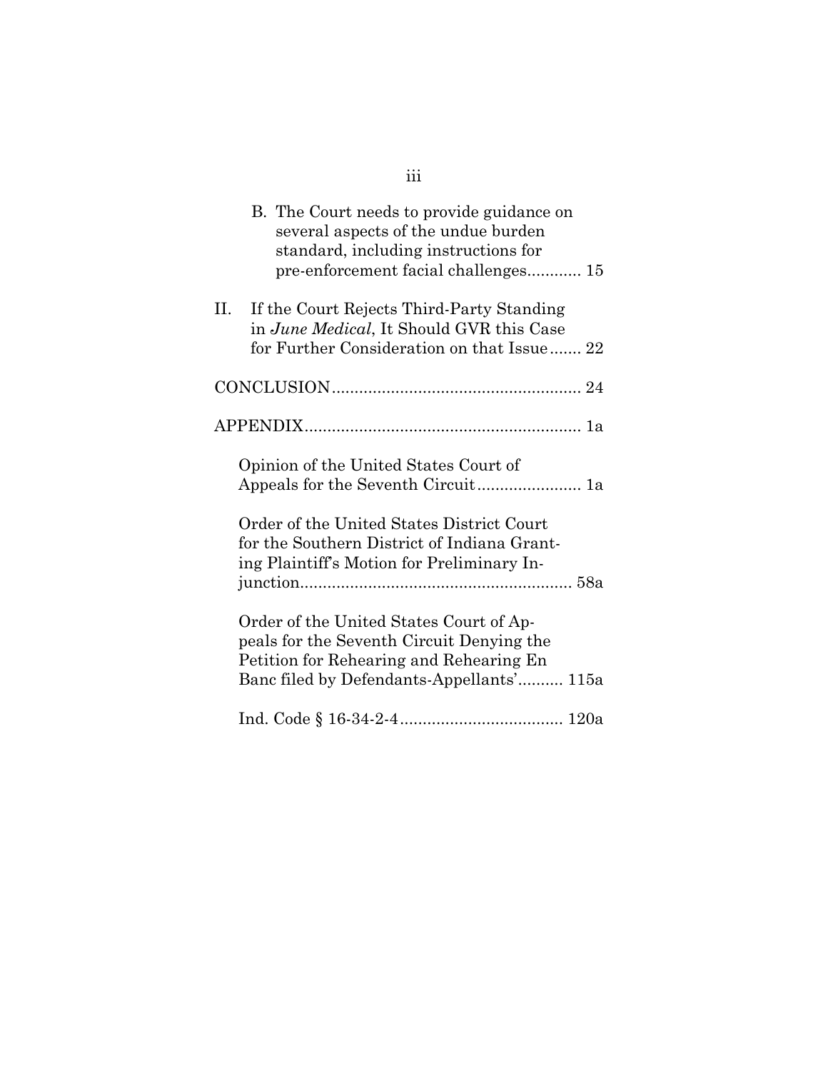B. The Court needs to provide guidance on several aspects of the undue burden standard, including instructions for pre-enforcement facial challenges............ 15

II. If the Court Rejects Third-Party Standing in *June Medical*, It Should GVR this Case for Further Consideration on that Issue....... 22

CONCLUSION....................................................... 24

APPENDIX............................................................. 1a

Opinion of the United States Court of Appeals for the Seventh Circuit....................... 1a

Order of the United States District Court for the Southern District of Indiana Granting Plaintiff's Motion for Preliminary Injunction............................................................ 58a

Order of the United States Court of Appeals for the Seventh Circuit Denying the Petition for Rehearing and Rehearing En Banc filed by Defendants-Appellants'.......... 115a

Ind. Code § 16-34-2-4.................................... 120a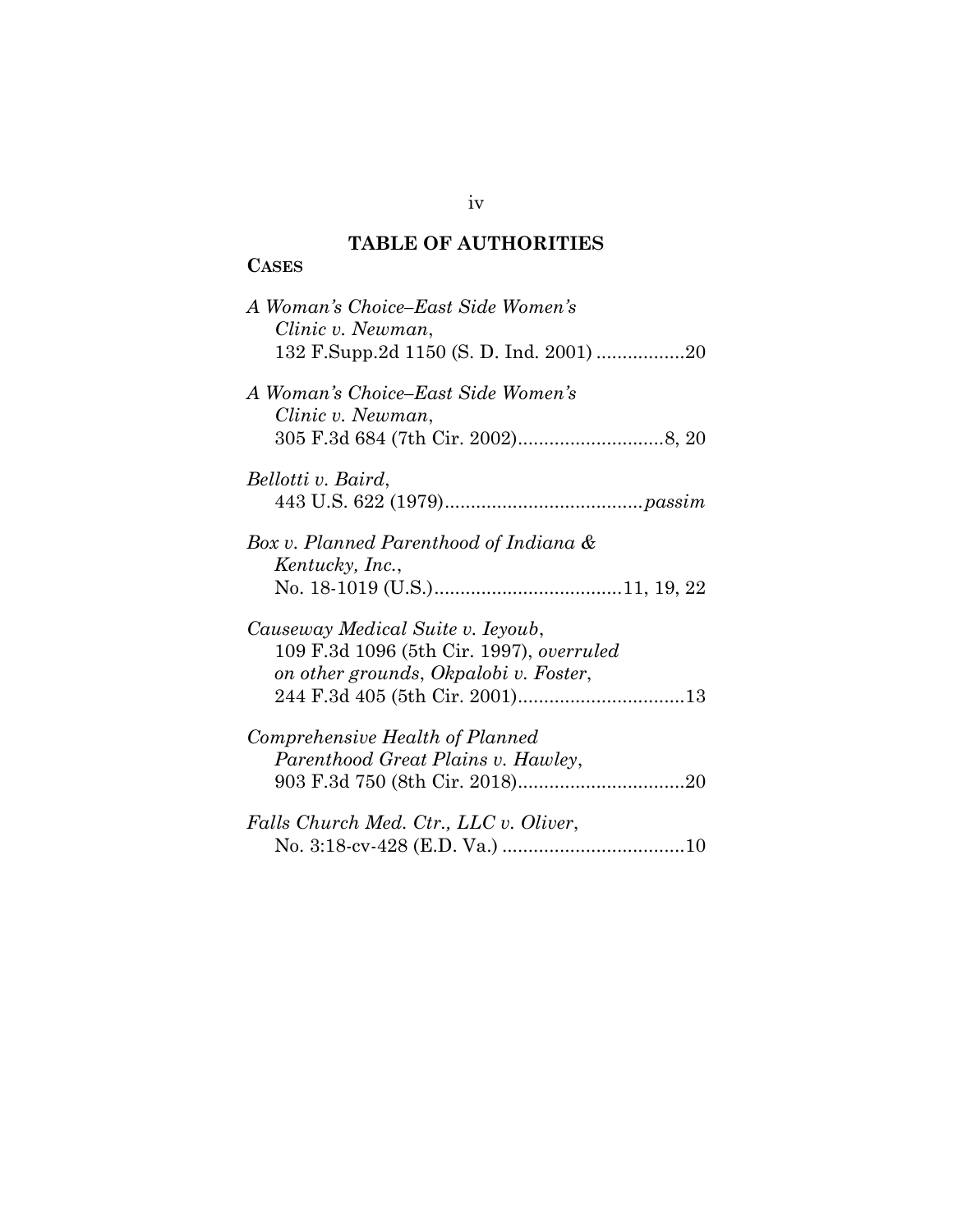## TABLE OF AUTHORITIES

**CASES**

*A Woman's Choice–East Side Women's Clinic v. Newman*,
132 F.Supp.2d 1150 (S. D. Ind. 2001) .................20

*A Woman's Choice–East Side Women's Clinic v. Newman*,
305 F.3d 684 (7th Cir. 2002)............................8, 20

*Bellotti v. Baird*,
443 U.S. 622 (1979)......................................*passim*

*Box v. Planned Parenthood of Indiana & Kentucky, Inc.*,
No. 18-1019 (U.S.)....................................11, 19, 22

*Causeway Medical Suite v. Ieyoub*,
109 F.3d 1096 (5th Cir. 1997), *overruled on other grounds*, *Okpalobi v. Foster*,
244 F.3d 405 (5th Cir. 2001)................................13

*Comprehensive Health of Planned Parenthood Great Plains v. Hawley*,
903 F.3d 750 (8th Cir. 2018)................................20

*Falls Church Med. Ctr., LLC v. Oliver*,
No. 3:18-cv-428 (E.D. Va.) ...................................10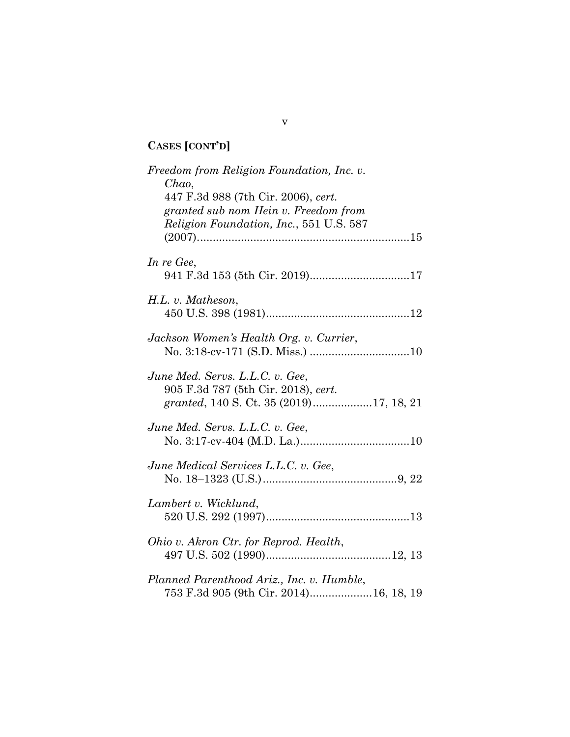**CASES [CONT'D]**

*Freedom from Religion Foundation, Inc. v. Chao*, 447 F.3d 988 (7th Cir. 2006), *cert. granted sub nom Hein v. Freedom from Religion Foundation, Inc.*, 551 U.S. 587 (2007)....................................................................15

*In re Gee*, 941 F.3d 153 (5th Cir. 2019)................................17

*H.L. v. Matheson*, 450 U.S. 398 (1981)..............................................12

*Jackson Women's Health Org. v. Currier*, No. 3:18-cv-171 (S.D. Miss.) ................................10

*June Med. Servs. L.L.C. v. Gee*, 905 F.3d 787 (5th Cir. 2018), *cert. granted*, 140 S. Ct. 35 (2019)...................17, 18, 21

*June Med. Servs. L.L.C. v. Gee*, No. 3:17-cv-404 (M.D. La.)...................................10

*June Medical Services L.L.C. v. Gee*, No. 18–1323 (U.S.)...........................................9, 22

*Lambert v. Wicklund*, 520 U.S. 292 (1997)..............................................13

*Ohio v. Akron Ctr. for Reprod. Health*, 497 U.S. 502 (1990)........................................12, 13

*Planned Parenthood Ariz., Inc. v. Humble*, 753 F.3d 905 (9th Cir. 2014)....................16, 18, 19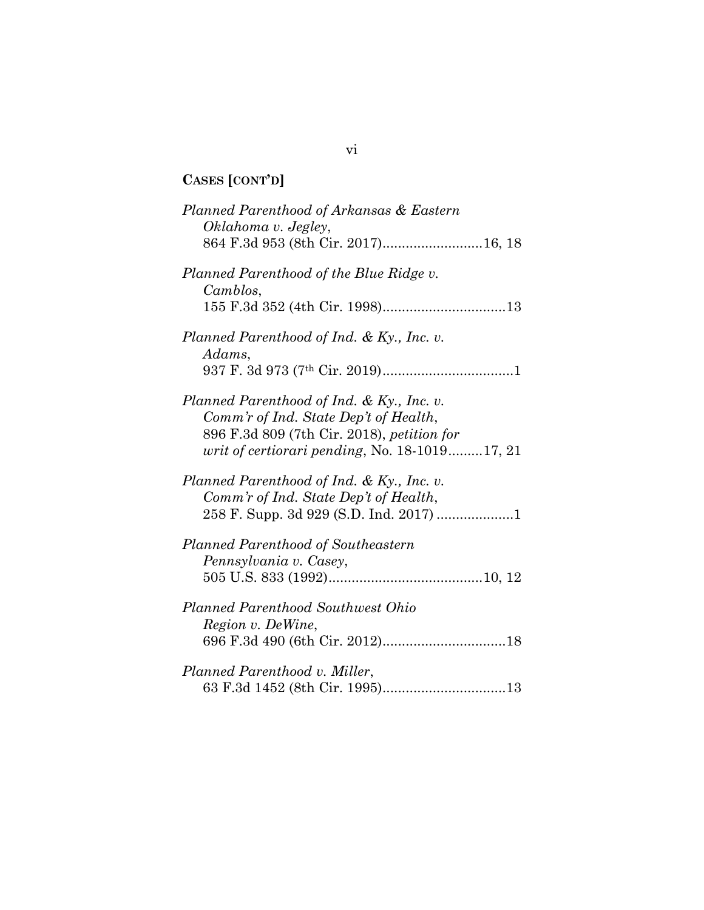**CASES [CONT'D]**

*Planned Parenthood of Arkansas & Eastern Oklahoma v. Jegley*, 864 F.3d 953 (8th Cir. 2017)..........................16, 18

*Planned Parenthood of the Blue Ridge v. Camblos*, 155 F.3d 352 (4th Cir. 1998)................................13

*Planned Parenthood of Ind. & Ky., Inc. v. Adams*, 937 F. 3d 973 (7th Cir. 2019)..................................1

*Planned Parenthood of Ind. & Ky., Inc. v. Comm'r of Ind. State Dep't of Health*, 896 F.3d 809 (7th Cir. 2018), *petition for writ of certiorari pending*, No. 18-1019.........17, 21

*Planned Parenthood of Ind. & Ky., Inc. v. Comm'r of Ind. State Dep't of Health*, 258 F. Supp. 3d 929 (S.D. Ind. 2017) ....................1

*Planned Parenthood of Southeastern Pennsylvania v. Casey*, 505 U.S. 833 (1992)........................................10, 12

*Planned Parenthood Southwest Ohio Region v. DeWine*, 696 F.3d 490 (6th Cir. 2012)................................18

*Planned Parenthood v. Miller*, 63 F.3d 1452 (8th Cir. 1995)................................13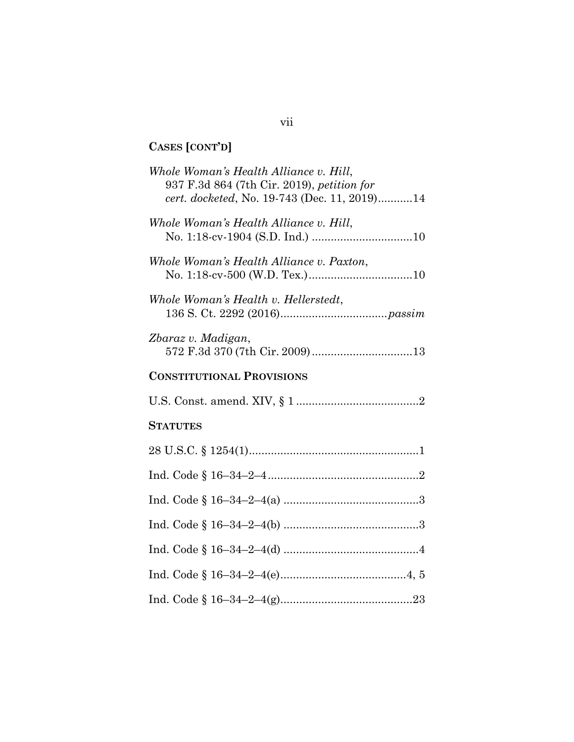**CASES [CONT'D]**

*Whole Woman's Health Alliance v. Hill*, 937 F.3d 864 (7th Cir. 2019), *petition for cert. docketed*, No. 19-743 (Dec. 11, 2019)...........14

*Whole Woman's Health Alliance v. Hill*, No. 1:18-cv-1904 (S.D. Ind.) ................................10

*Whole Woman's Health Alliance v. Paxton*, No. 1:18-cv-500 (W.D. Tex.).................................10

*Whole Woman's Health v. Hellerstedt*, 136 S. Ct. 2292 (2016)..................................*passim*

*Zbaraz v. Madigan*, 572 F.3d 370 (7th Cir. 2009)................................13

**CONSTITUTIONAL PROVISIONS**

U.S. Const. amend. XIV, § 1 .......................................2

**STATUTES**

28 U.S.C. § 1254(1)......................................................1

Ind. Code § 16–34–2–4................................................2

Ind. Code § 16–34–2–4(a) ...........................................3

Ind. Code § 16–34–2–4(b) ...........................................3

Ind. Code § 16–34–2–4(d) ...........................................4

Ind. Code § 16–34–2–4(e)........................................4, 5

Ind. Code § 16–34–2–4(g)..........................................23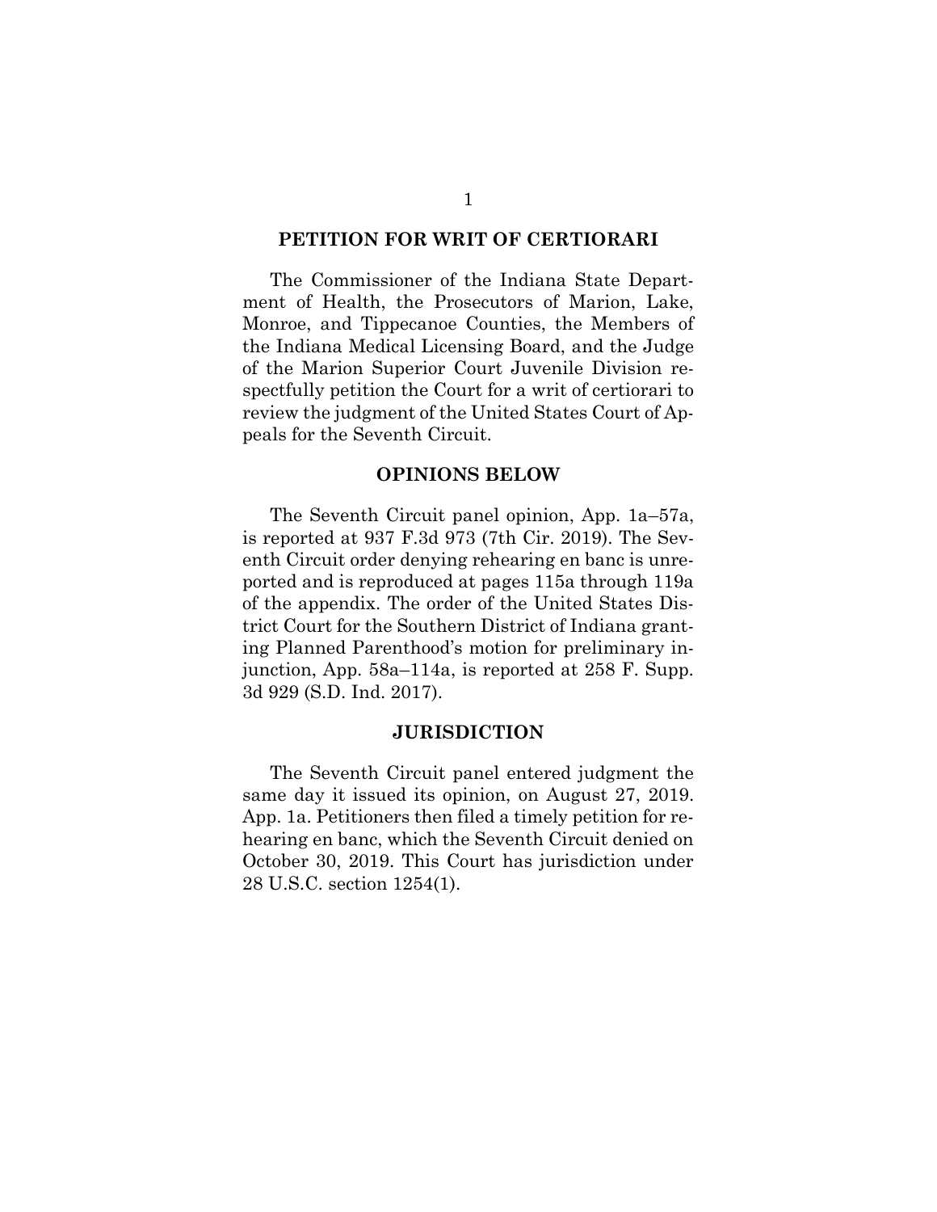## PETITION FOR WRIT OF CERTIORARI

The Commissioner of the Indiana State Department of Health, the Prosecutors of Marion, Lake, Monroe, and Tippecanoe Counties, the Members of the Indiana Medical Licensing Board, and the Judge of the Marion Superior Court Juvenile Division respectfully petition the Court for a writ of certiorari to review the judgment of the United States Court of Appeals for the Seventh Circuit.

## OPINIONS BELOW

The Seventh Circuit panel opinion, App. 1a–57a, is reported at 937 F.3d 973 (7th Cir. 2019). The Seventh Circuit order denying rehearing en banc is unreported and is reproduced at pages 115a through 119a of the appendix. The order of the United States District Court for the Southern District of Indiana granting Planned Parenthood's motion for preliminary injunction, App. 58a–114a, is reported at 258 F. Supp. 3d 929 (S.D. Ind. 2017).

## JURISDICTION

The Seventh Circuit panel entered judgment the same day it issued its opinion, on August 27, 2019. App. 1a. Petitioners then filed a timely petition for rehearing en banc, which the Seventh Circuit denied on October 30, 2019. This Court has jurisdiction under 28 U.S.C. section 1254(1).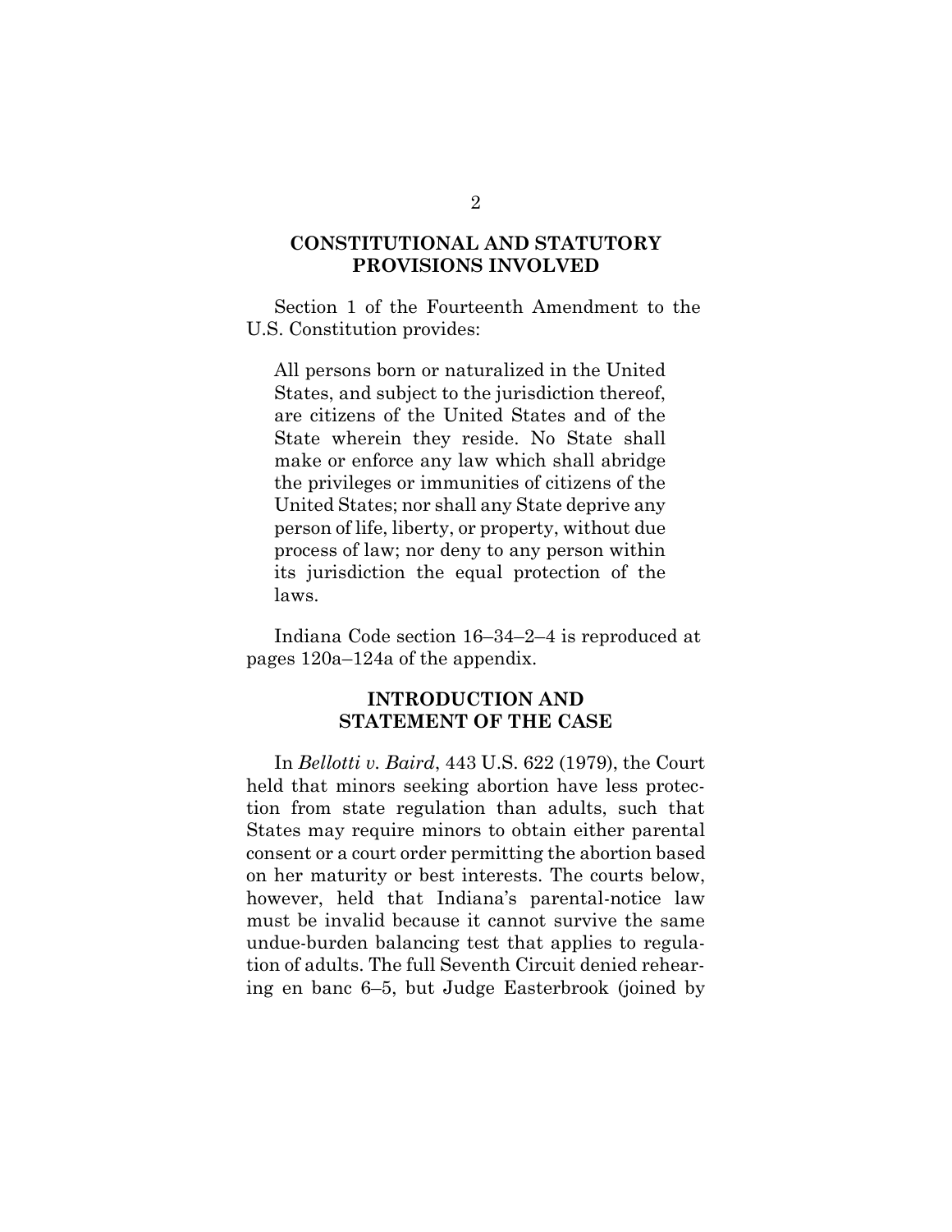## CONSTITUTIONAL AND STATUTORY PROVISIONS INVOLVED

Section 1 of the Fourteenth Amendment to the U.S. Constitution provides:

> All persons born or naturalized in the United States, and subject to the jurisdiction thereof, are citizens of the United States and of the State wherein they reside. No State shall make or enforce any law which shall abridge the privileges or immunities of citizens of the United States; nor shall any State deprive any person of life, liberty, or property, without due process of law; nor deny to any person within its jurisdiction the equal protection of the laws.

Indiana Code section 16–34–2–4 is reproduced at pages 120a–124a of the appendix.

## INTRODUCTION AND STATEMENT OF THE CASE

In *Bellotti v. Baird*, 443 U.S. 622 (1979), the Court held that minors seeking abortion have less protection from state regulation than adults, such that States may require minors to obtain either parental consent or a court order permitting the abortion based on her maturity or best interests. The courts below, however, held that Indiana's parental-notice law must be invalid because it cannot survive the same undue-burden balancing test that applies to regulation of adults. The full Seventh Circuit denied rehearing en banc 6–5, but Judge Easterbrook (joined by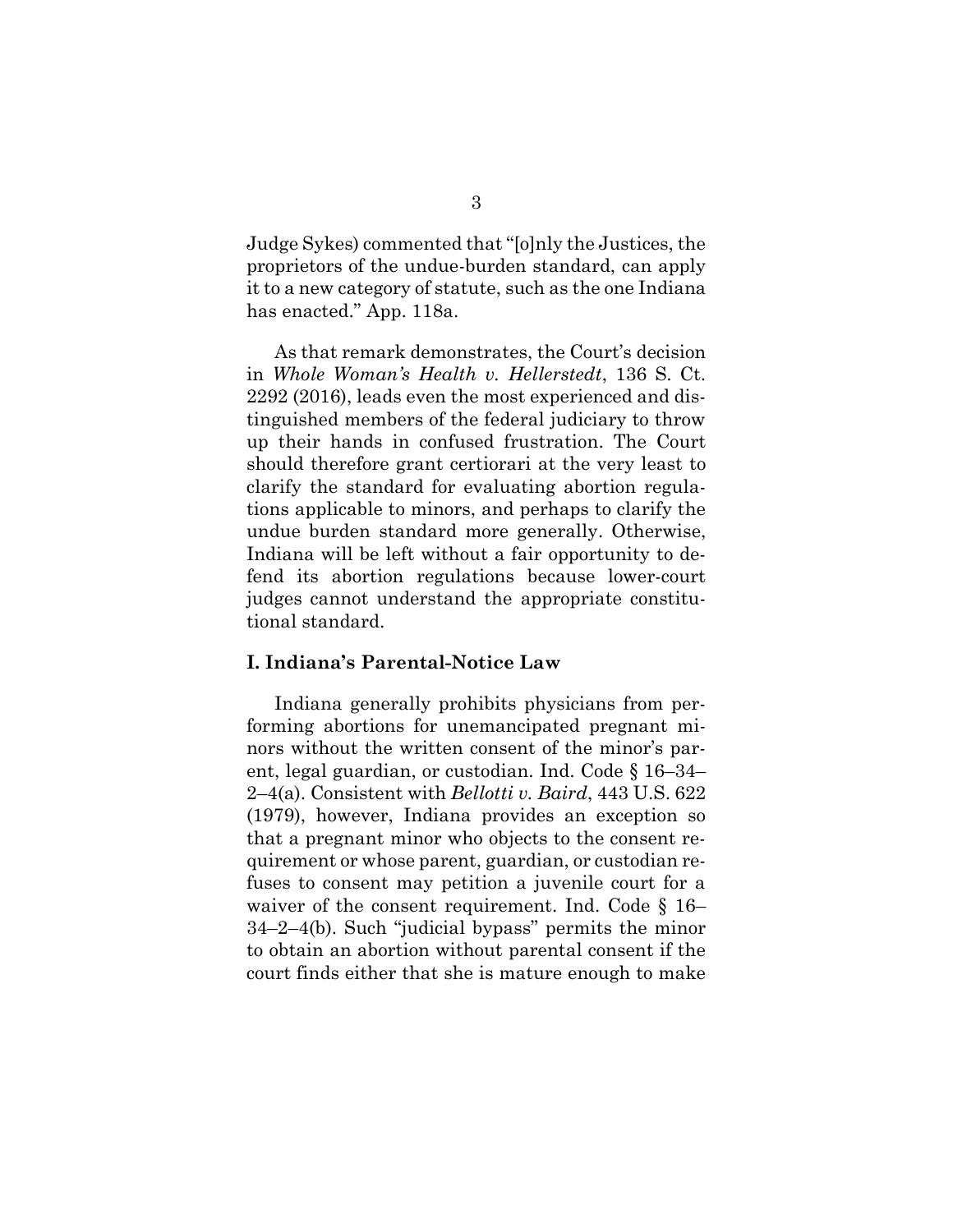Judge Sykes) commented that "[o]nly the Justices, the proprietors of the undue-burden standard, can apply it to a new category of statute, such as the one Indiana has enacted." App. 118a.

As that remark demonstrates, the Court's decision in *Whole Woman's Health v. Hellerstedt*, 136 S. Ct. 2292 (2016), leads even the most experienced and distinguished members of the federal judiciary to throw up their hands in confused frustration. The Court should therefore grant certiorari at the very least to clarify the standard for evaluating abortion regulations applicable to minors, and perhaps to clarify the undue burden standard more generally. Otherwise, Indiana will be left without a fair opportunity to defend its abortion regulations because lower-court judges cannot understand the appropriate constitutional standard.

## I. Indiana's Parental-Notice Law

Indiana generally prohibits physicians from performing abortions for unemancipated pregnant minors without the written consent of the minor's parent, legal guardian, or custodian. Ind. Code § 16–34–2–4(a). Consistent with *Bellotti v. Baird*, 443 U.S. 622 (1979), however, Indiana provides an exception so that a pregnant minor who objects to the consent requirement or whose parent, guardian, or custodian refuses to consent may petition a juvenile court for a waiver of the consent requirement. Ind. Code § 16–34–2–4(b). Such "judicial bypass" permits the minor to obtain an abortion without parental consent if the court finds either that she is mature enough to make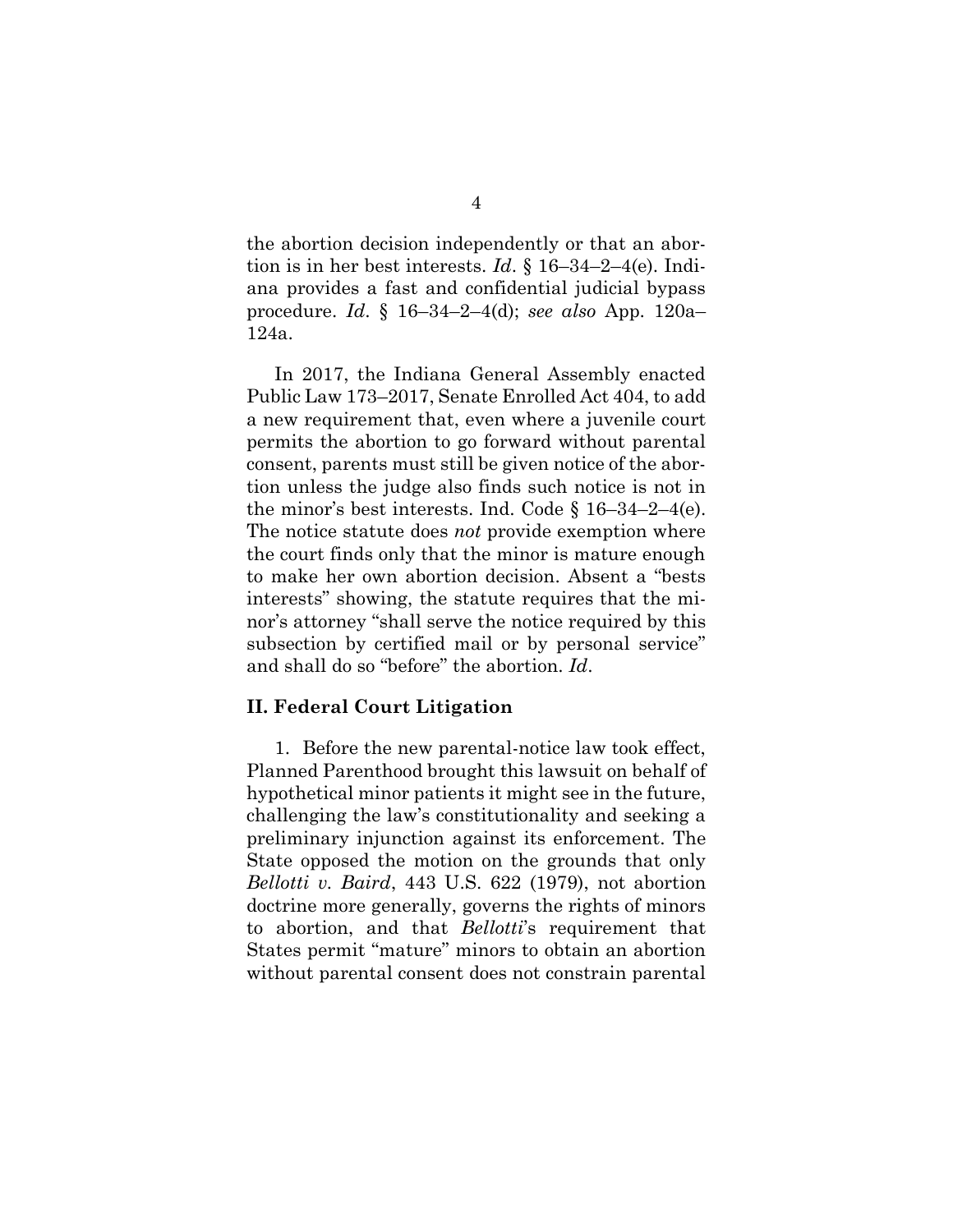the abortion decision independently or that an abortion is in her best interests. *Id*. § 16–34–2–4(e). Indiana provides a fast and confidential judicial bypass procedure. *Id*. § 16–34–2–4(d); *see also* App. 120a–124a.

In 2017, the Indiana General Assembly enacted Public Law 173–2017, Senate Enrolled Act 404, to add a new requirement that, even where a juvenile court permits the abortion to go forward without parental consent, parents must still be given notice of the abortion unless the judge also finds such notice is not in the minor's best interests. Ind. Code § 16–34–2–4(e). The notice statute does *not* provide exemption where the court finds only that the minor is mature enough to make her own abortion decision. Absent a "bests interests" showing, the statute requires that the minor's attorney "shall serve the notice required by this subsection by certified mail or by personal service" and shall do so "before" the abortion. *Id*.

## II. Federal Court Litigation

1. Before the new parental-notice law took effect, Planned Parenthood brought this lawsuit on behalf of hypothetical minor patients it might see in the future, challenging the law's constitutionality and seeking a preliminary injunction against its enforcement. The State opposed the motion on the grounds that only *Bellotti v. Baird*, 443 U.S. 622 (1979), not abortion doctrine more generally, governs the rights of minors to abortion, and that *Bellotti*'s requirement that States permit "mature" minors to obtain an abortion without parental consent does not constrain parental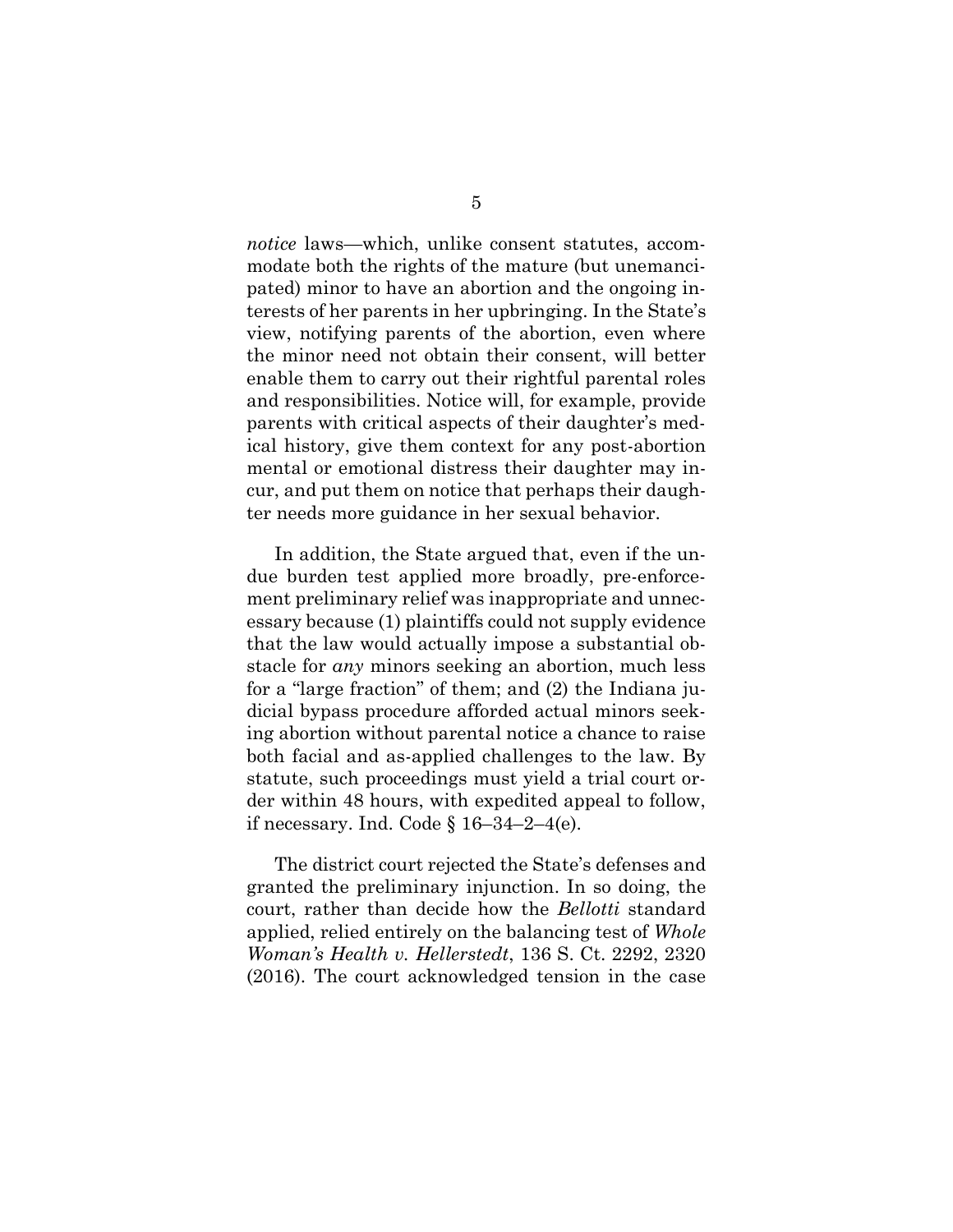*notice* laws—which, unlike consent statutes, accommodate both the rights of the mature (but unemancipated) minor to have an abortion and the ongoing interests of her parents in her upbringing. In the State's view, notifying parents of the abortion, even where the minor need not obtain their consent, will better enable them to carry out their rightful parental roles and responsibilities. Notice will, for example, provide parents with critical aspects of their daughter's medical history, give them context for any post-abortion mental or emotional distress their daughter may incur, and put them on notice that perhaps their daughter needs more guidance in her sexual behavior.

In addition, the State argued that, even if the undue burden test applied more broadly, pre-enforcement preliminary relief was inappropriate and unnecessary because (1) plaintiffs could not supply evidence that the law would actually impose a substantial obstacle for *any* minors seeking an abortion, much less for a "large fraction" of them; and (2) the Indiana judicial bypass procedure afforded actual minors seeking abortion without parental notice a chance to raise both facial and as-applied challenges to the law. By statute, such proceedings must yield a trial court order within 48 hours, with expedited appeal to follow, if necessary. Ind. Code § 16–34–2–4(e).

The district court rejected the State's defenses and granted the preliminary injunction. In so doing, the court, rather than decide how the *Bellotti* standard applied, relied entirely on the balancing test of *Whole Woman's Health v. Hellerstedt*, 136 S. Ct. 2292, 2320 (2016). The court acknowledged tension in the case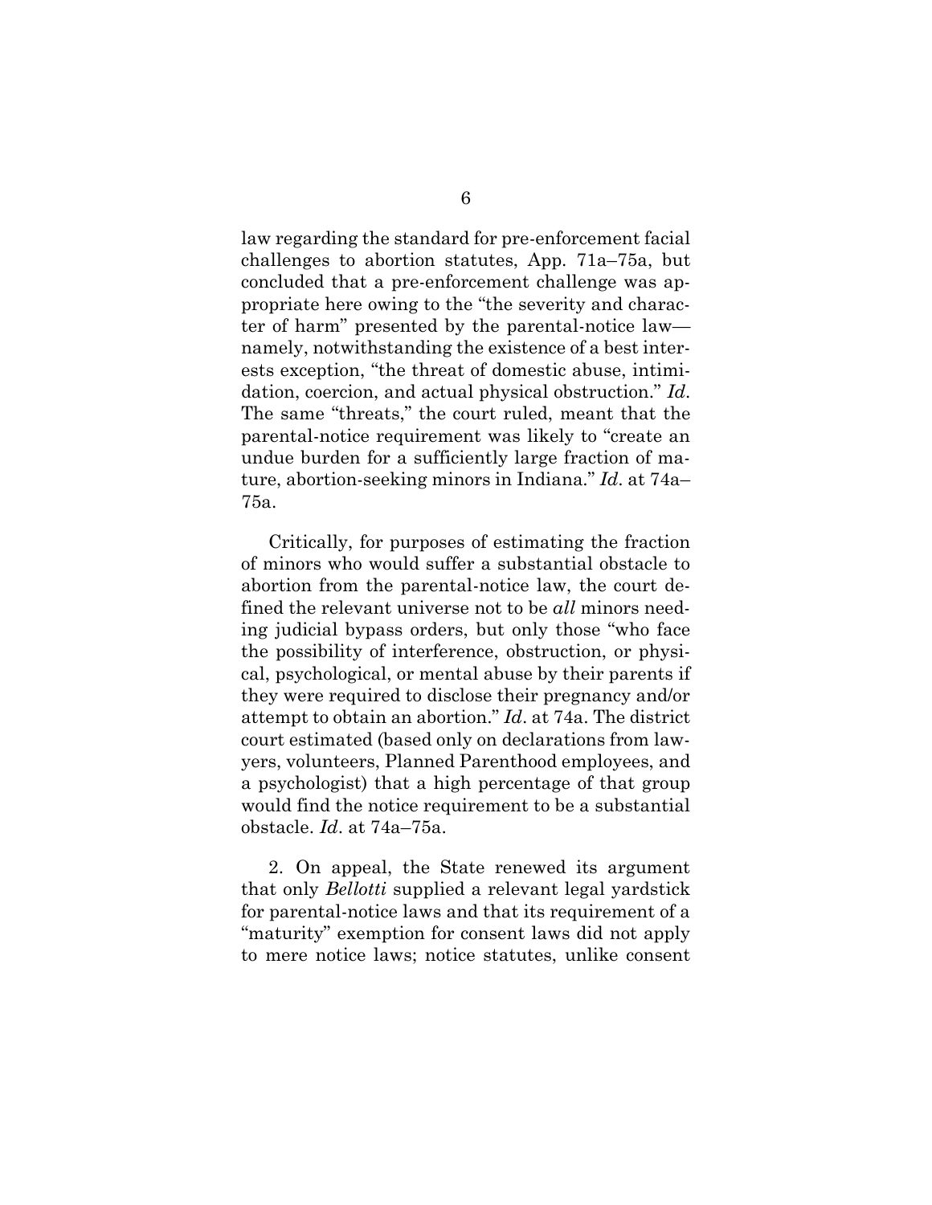law regarding the standard for pre-enforcement facial challenges to abortion statutes, App. 71a–75a, but concluded that a pre-enforcement challenge was appropriate here owing to the "the severity and character of harm" presented by the parental-notice law—namely, notwithstanding the existence of a best interests exception, "the threat of domestic abuse, intimidation, coercion, and actual physical obstruction." *Id*. The same "threats," the court ruled, meant that the parental-notice requirement was likely to "create an undue burden for a sufficiently large fraction of mature, abortion-seeking minors in Indiana." *Id*. at 74a–75a.

Critically, for purposes of estimating the fraction of minors who would suffer a substantial obstacle to abortion from the parental-notice law, the court defined the relevant universe not to be *all* minors needing judicial bypass orders, but only those "who face the possibility of interference, obstruction, or physical, psychological, or mental abuse by their parents if they were required to disclose their pregnancy and/or attempt to obtain an abortion." *Id*. at 74a. The district court estimated (based only on declarations from lawyers, volunteers, Planned Parenthood employees, and a psychologist) that a high percentage of that group would find the notice requirement to be a substantial obstacle. *Id*. at 74a–75a.

2. On appeal, the State renewed its argument that only *Bellotti* supplied a relevant legal yardstick for parental-notice laws and that its requirement of a "maturity" exemption for consent laws did not apply to mere notice laws; notice statutes, unlike consent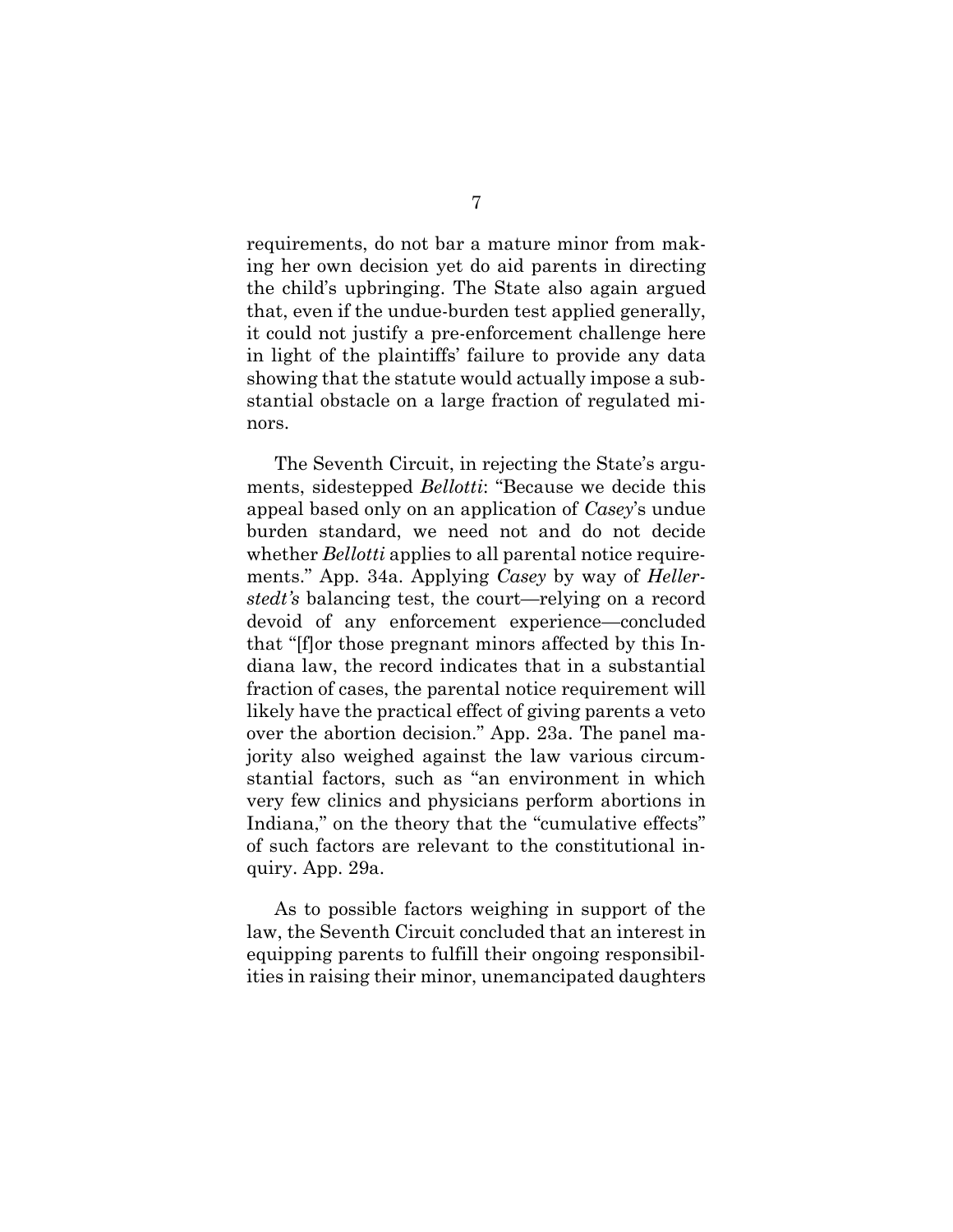requirements, do not bar a mature minor from making her own decision yet do aid parents in directing the child's upbringing. The State also again argued that, even if the undue-burden test applied generally, it could not justify a pre-enforcement challenge here in light of the plaintiffs' failure to provide any data showing that the statute would actually impose a substantial obstacle on a large fraction of regulated minors.

The Seventh Circuit, in rejecting the State's arguments, sidestepped *Bellotti*: "Because we decide this appeal based only on an application of *Casey*'s undue burden standard, we need not and do not decide whether *Bellotti* applies to all parental notice requirements." App. 34a. Applying *Casey* by way of *Hellerstedt's* balancing test, the court—relying on a record devoid of any enforcement experience—concluded that "[f]or those pregnant minors affected by this Indiana law, the record indicates that in a substantial fraction of cases, the parental notice requirement will likely have the practical effect of giving parents a veto over the abortion decision." App. 23a. The panel majority also weighed against the law various circumstantial factors, such as "an environment in which very few clinics and physicians perform abortions in Indiana," on the theory that the "cumulative effects" of such factors are relevant to the constitutional inquiry. App. 29a.

As to possible factors weighing in support of the law, the Seventh Circuit concluded that an interest in equipping parents to fulfill their ongoing responsibilities in raising their minor, unemancipated daughters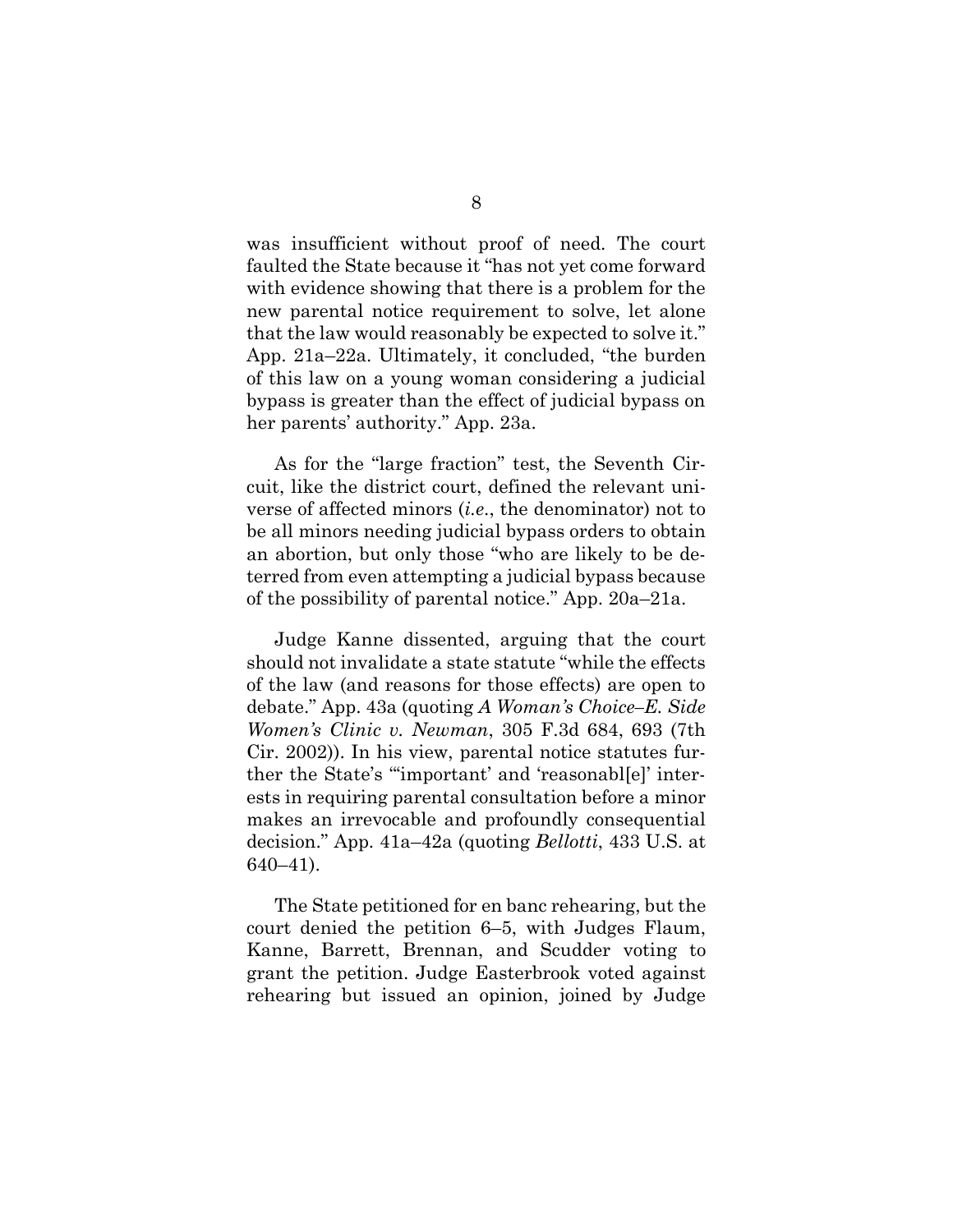was insufficient without proof of need. The court faulted the State because it "has not yet come forward with evidence showing that there is a problem for the new parental notice requirement to solve, let alone that the law would reasonably be expected to solve it." App. 21a–22a. Ultimately, it concluded, "the burden of this law on a young woman considering a judicial bypass is greater than the effect of judicial bypass on her parents' authority." App. 23a.

As for the "large fraction" test, the Seventh Circuit, like the district court, defined the relevant universe of affected minors (*i.e.*, the denominator) not to be all minors needing judicial bypass orders to obtain an abortion, but only those "who are likely to be deterred from even attempting a judicial bypass because of the possibility of parental notice." App. 20a–21a.

Judge Kanne dissented, arguing that the court should not invalidate a state statute "while the effects of the law (and reasons for those effects) are open to debate." App. 43a (quoting *A Woman's Choice–E. Side Women's Clinic v. Newman*, 305 F.3d 684, 693 (7th Cir. 2002)). In his view, parental notice statutes further the State's "'important' and 'reasonabl[e]' interests in requiring parental consultation before a minor makes an irrevocable and profoundly consequential decision." App. 41a–42a (quoting *Bellotti*, 433 U.S. at 640–41).

The State petitioned for en banc rehearing, but the court denied the petition 6–5, with Judges Flaum, Kanne, Barrett, Brennan, and Scudder voting to grant the petition. Judge Easterbrook voted against rehearing but issued an opinion, joined by Judge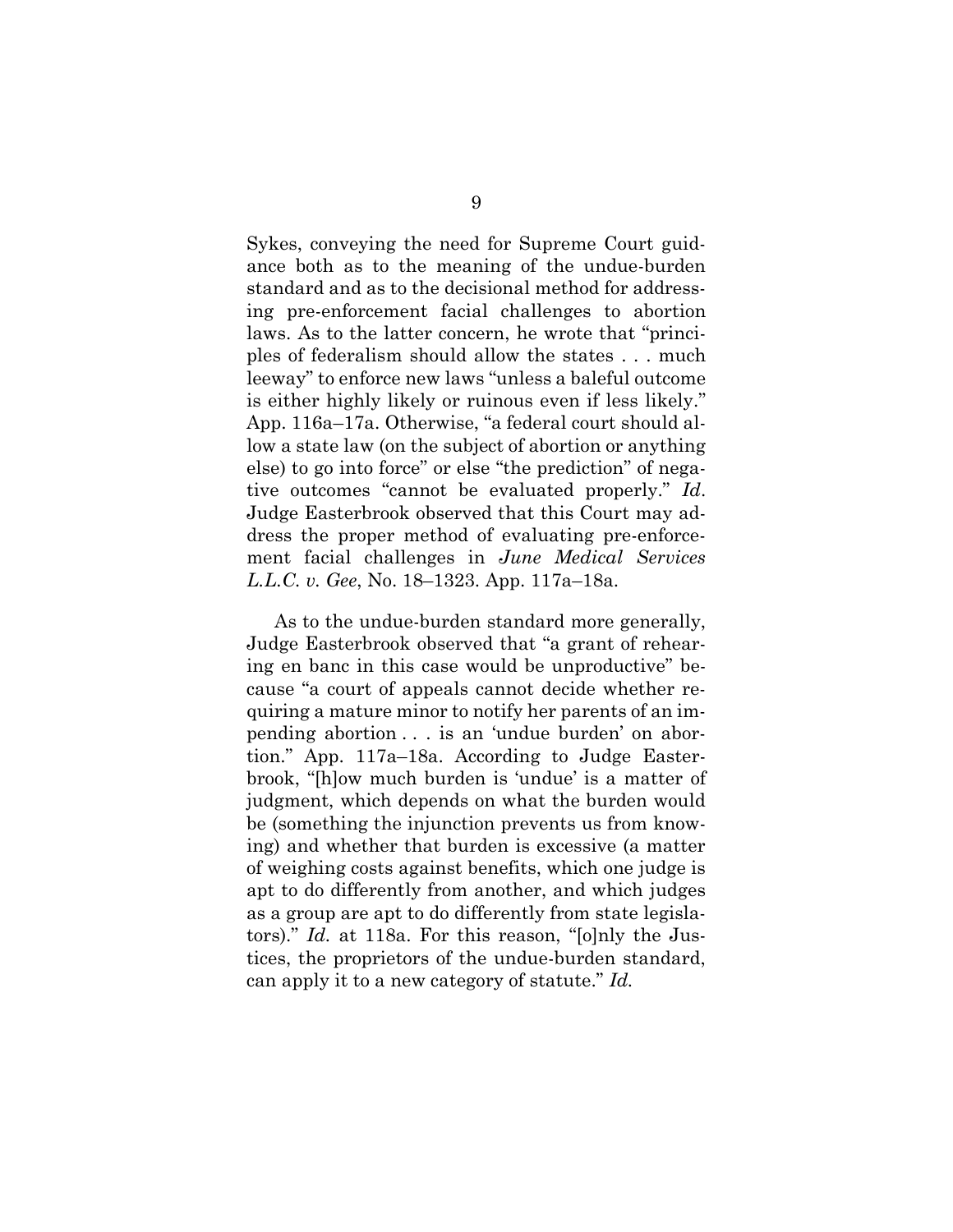Sykes, conveying the need for Supreme Court guidance both as to the meaning of the undue-burden standard and as to the decisional method for addressing pre-enforcement facial challenges to abortion laws. As to the latter concern, he wrote that "principles of federalism should allow the states . . . much leeway" to enforce new laws "unless a baleful outcome is either highly likely or ruinous even if less likely." App. 116a–17a. Otherwise, "a federal court should allow a state law (on the subject of abortion or anything else) to go into force" or else "the prediction" of negative outcomes "cannot be evaluated properly." *Id*. Judge Easterbrook observed that this Court may address the proper method of evaluating pre-enforcement facial challenges in *June Medical Services L.L.C. v. Gee*, No. 18–1323. App. 117a–18a.

As to the undue-burden standard more generally, Judge Easterbrook observed that "a grant of rehearing en banc in this case would be unproductive" because "a court of appeals cannot decide whether requiring a mature minor to notify her parents of an impending abortion . . . is an 'undue burden' on abortion." App. 117a–18a. According to Judge Easterbrook, "[h]ow much burden is 'undue' is a matter of judgment, which depends on what the burden would be (something the injunction prevents us from knowing) and whether that burden is excessive (a matter of weighing costs against benefits, which one judge is apt to do differently from another, and which judges as a group are apt to do differently from state legislators)." *Id.* at 118a. For this reason, "[o]nly the Justices, the proprietors of the undue-burden standard, can apply it to a new category of statute." *Id.*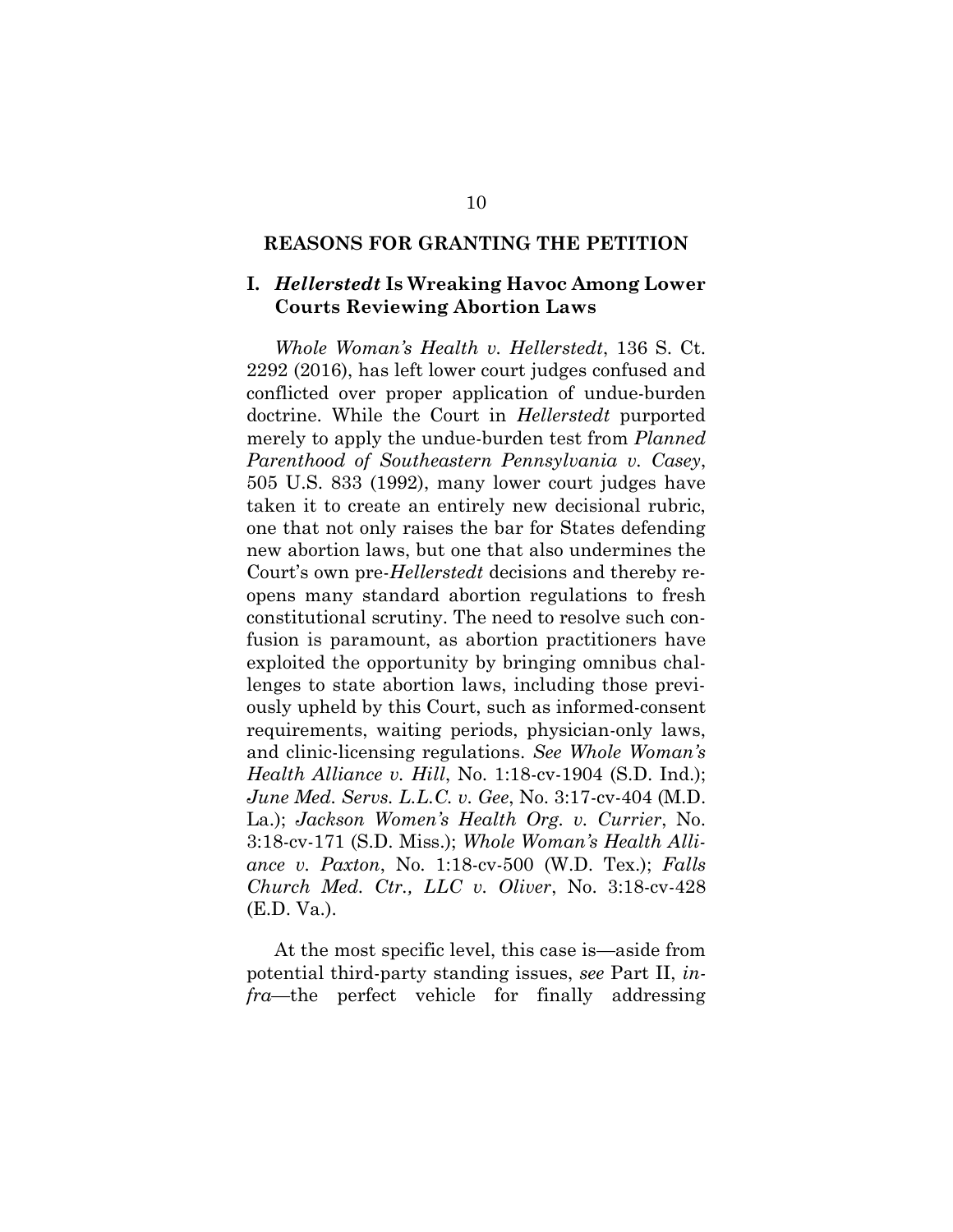## REASONS FOR GRANTING THE PETITION

### I. *Hellerstedt* Is Wreaking Havoc Among Lower Courts Reviewing Abortion Laws

*Whole Woman's Health v. Hellerstedt*, 136 S. Ct. 2292 (2016), has left lower court judges confused and conflicted over proper application of undue-burden doctrine. While the Court in *Hellerstedt* purported merely to apply the undue-burden test from *Planned Parenthood of Southeastern Pennsylvania v. Casey*, 505 U.S. 833 (1992), many lower court judges have taken it to create an entirely new decisional rubric, one that not only raises the bar for States defending new abortion laws, but one that also undermines the Court's own pre-*Hellerstedt* decisions and thereby reopens many standard abortion regulations to fresh constitutional scrutiny. The need to resolve such confusion is paramount, as abortion practitioners have exploited the opportunity by bringing omnibus challenges to state abortion laws, including those previously upheld by this Court, such as informed-consent requirements, waiting periods, physician-only laws, and clinic-licensing regulations. *See Whole Woman's Health Alliance v. Hill*, No. 1:18-cv-1904 (S.D. Ind.); *June Med. Servs. L.L.C. v. Gee*, No. 3:17-cv-404 (M.D. La.); *Jackson Women's Health Org. v. Currier*, No. 3:18-cv-171 (S.D. Miss.); *Whole Woman's Health Alliance v. Paxton*, No. 1:18-cv-500 (W.D. Tex.); *Falls Church Med. Ctr., LLC v. Oliver*, No. 3:18-cv-428 (E.D. Va.).

At the most specific level, this case is—aside from potential third-party standing issues, *see* Part II, *infra*—the perfect vehicle for finally addressing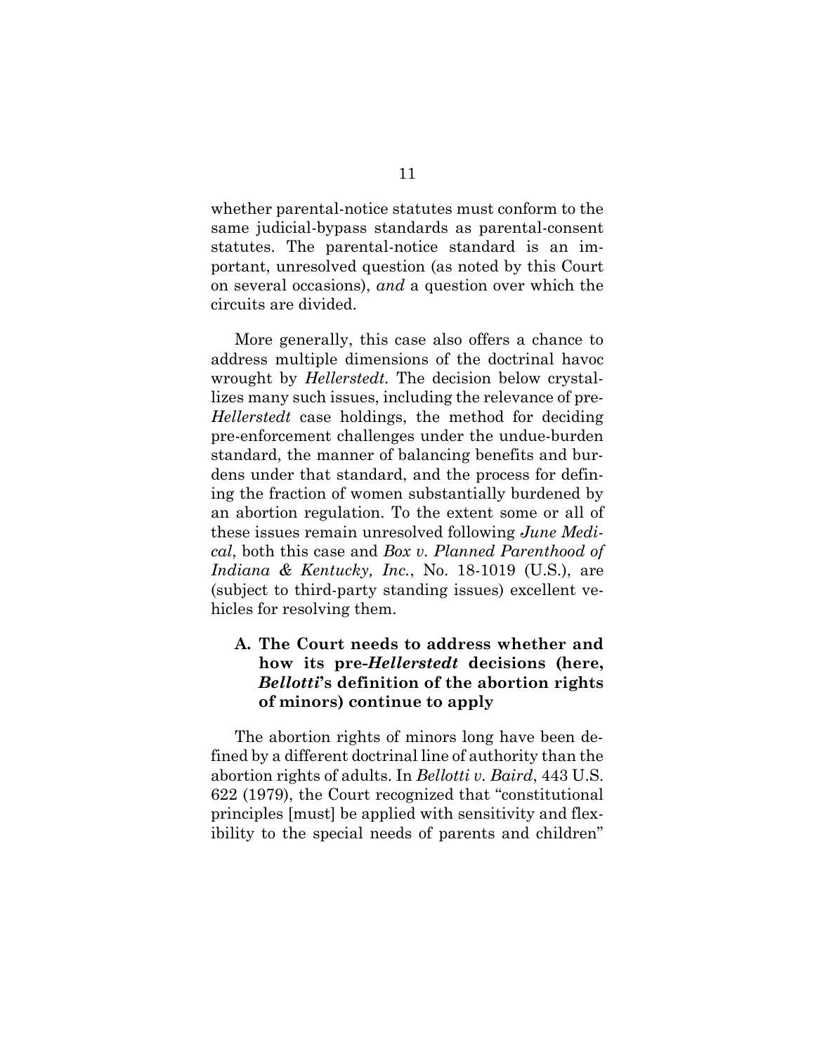whether parental-notice statutes must conform to the same judicial-bypass standards as parental-consent statutes. The parental-notice standard is an important, unresolved question (as noted by this Court on several occasions), *and* a question over which the circuits are divided.

More generally, this case also offers a chance to address multiple dimensions of the doctrinal havoc wrought by *Hellerstedt*. The decision below crystallizes many such issues, including the relevance of pre-*Hellerstedt* case holdings, the method for deciding pre-enforcement challenges under the undue-burden standard, the manner of balancing benefits and burdens under that standard, and the process for defining the fraction of women substantially burdened by an abortion regulation. To the extent some or all of these issues remain unresolved following *June Medical*, both this case and *Box v. Planned Parenthood of Indiana & Kentucky, Inc.*, No. 18-1019 (U.S.), are (subject to third-party standing issues) excellent vehicles for resolving them.

### A. The Court needs to address whether and how its pre-*Hellerstedt* decisions (here, *Bellotti*'s definition of the abortion rights of minors) continue to apply

The abortion rights of minors long have been defined by a different doctrinal line of authority than the abortion rights of adults. In *Bellotti v. Baird*, 443 U.S. 622 (1979), the Court recognized that "constitutional principles [must] be applied with sensitivity and flexibility to the special needs of parents and children"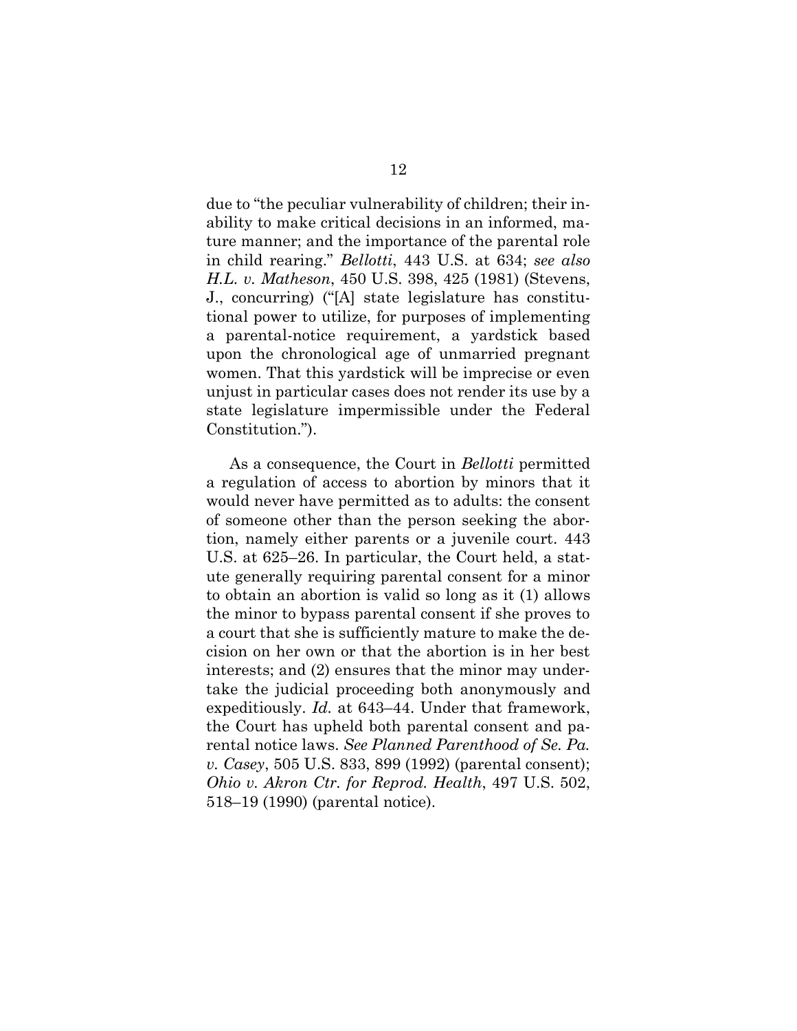due to "the peculiar vulnerability of children; their inability to make critical decisions in an informed, mature manner; and the importance of the parental role in child rearing." *Bellotti*, 443 U.S. at 634; *see also H.L. v. Matheson*, 450 U.S. 398, 425 (1981) (Stevens, J., concurring) ("[A] state legislature has constitutional power to utilize, for purposes of implementing a parental-notice requirement, a yardstick based upon the chronological age of unmarried pregnant women. That this yardstick will be imprecise or even unjust in particular cases does not render its use by a state legislature impermissible under the Federal Constitution.").

As a consequence, the Court in *Bellotti* permitted a regulation of access to abortion by minors that it would never have permitted as to adults: the consent of someone other than the person seeking the abortion, namely either parents or a juvenile court. 443 U.S. at 625–26. In particular, the Court held, a statute generally requiring parental consent for a minor to obtain an abortion is valid so long as it (1) allows the minor to bypass parental consent if she proves to a court that she is sufficiently mature to make the decision on her own or that the abortion is in her best interests; and (2) ensures that the minor may undertake the judicial proceeding both anonymously and expeditiously. *Id.* at 643–44. Under that framework, the Court has upheld both parental consent and parental notice laws. *See Planned Parenthood of Se. Pa. v. Casey*, 505 U.S. 833, 899 (1992) (parental consent); *Ohio v. Akron Ctr. for Reprod. Health*, 497 U.S. 502, 518–19 (1990) (parental notice).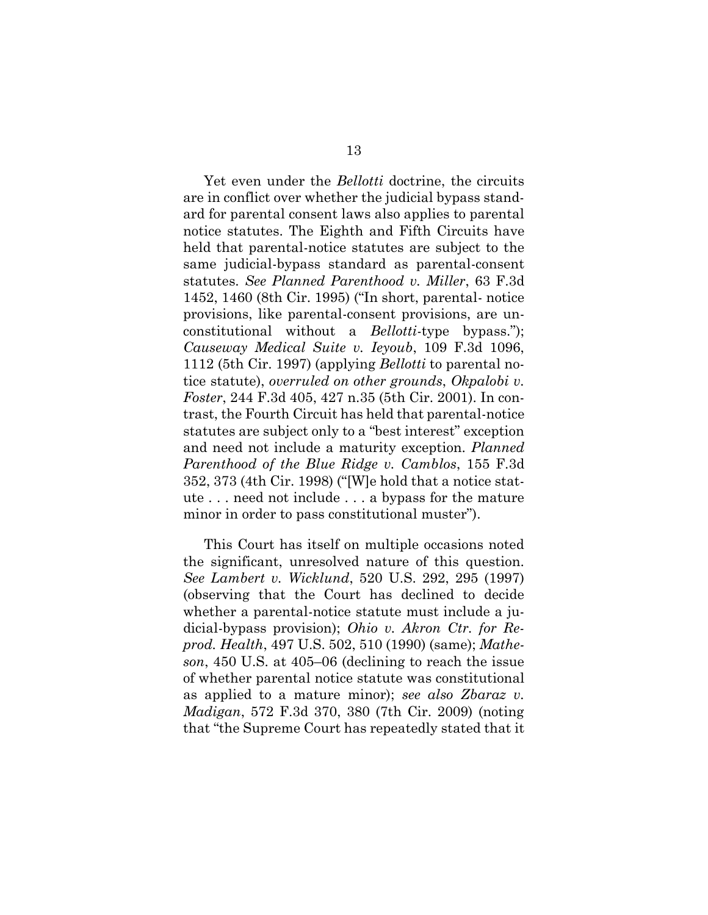Yet even under the *Bellotti* doctrine, the circuits are in conflict over whether the judicial bypass standard for parental consent laws also applies to parental notice statutes. The Eighth and Fifth Circuits have held that parental-notice statutes are subject to the same judicial-bypass standard as parental-consent statutes. *See Planned Parenthood v. Miller*, 63 F.3d 1452, 1460 (8th Cir. 1995) ("In short, parental- notice provisions, like parental-consent provisions, are unconstitutional without a *Bellotti*-type bypass."); *Causeway Medical Suite v. Ieyoub*, 109 F.3d 1096, 1112 (5th Cir. 1997) (applying *Bellotti* to parental notice statute), *overruled on other grounds*, *Okpalobi v. Foster*, 244 F.3d 405, 427 n.35 (5th Cir. 2001). In contrast, the Fourth Circuit has held that parental-notice statutes are subject only to a "best interest" exception and need not include a maturity exception. *Planned Parenthood of the Blue Ridge v. Camblos*, 155 F.3d 352, 373 (4th Cir. 1998) ("[W]e hold that a notice statute . . . need not include . . . a bypass for the mature minor in order to pass constitutional muster").

This Court has itself on multiple occasions noted the significant, unresolved nature of this question. *See Lambert v. Wicklund*, 520 U.S. 292, 295 (1997) (observing that the Court has declined to decide whether a parental-notice statute must include a judicial-bypass provision); *Ohio v. Akron Ctr. for Reprod. Health*, 497 U.S. 502, 510 (1990) (same); *Matheson*, 450 U.S. at 405–06 (declining to reach the issue of whether parental notice statute was constitutional as applied to a mature minor); *see also Zbaraz v. Madigan*, 572 F.3d 370, 380 (7th Cir. 2009) (noting that "the Supreme Court has repeatedly stated that it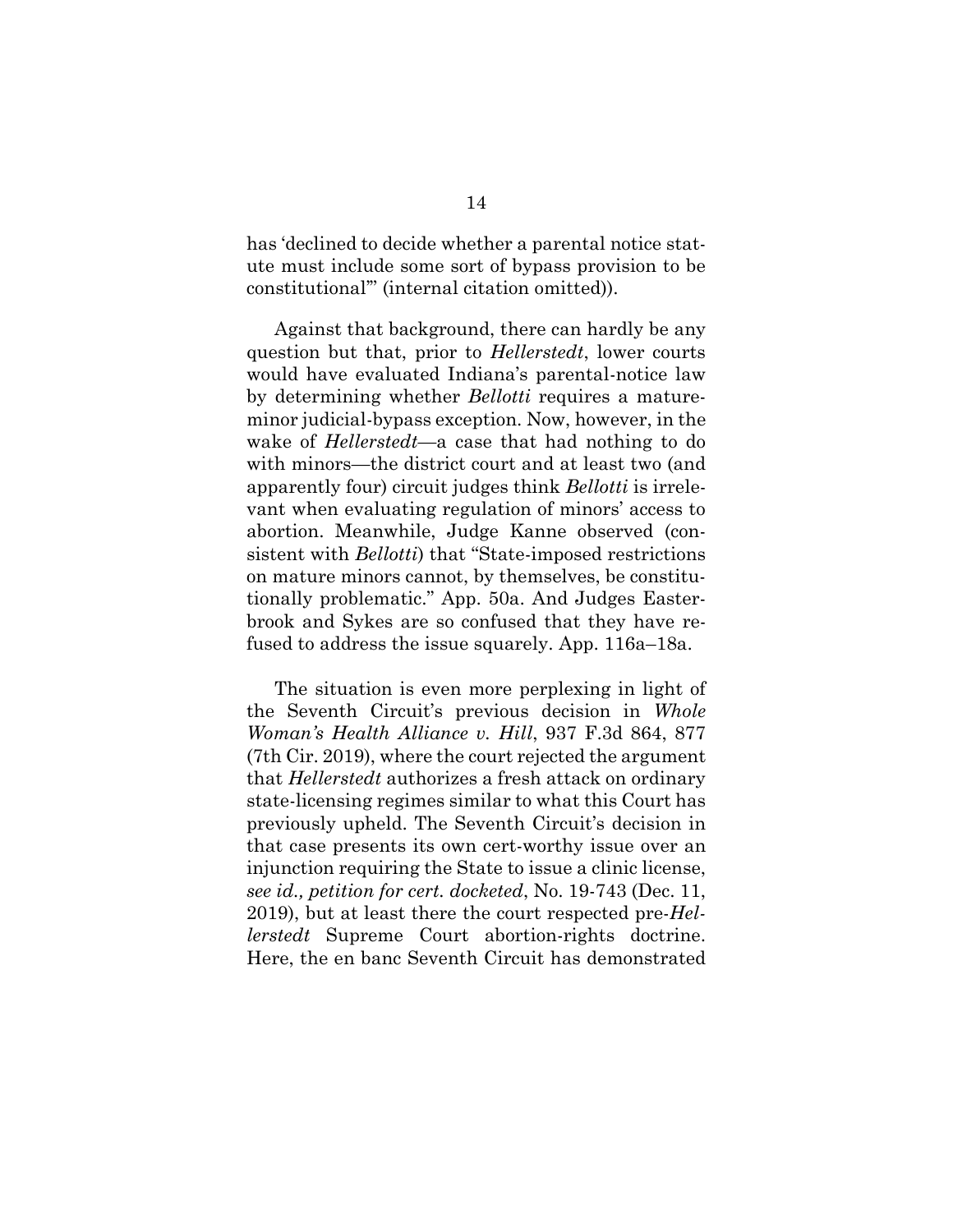has 'declined to decide whether a parental notice statute must include some sort of bypass provision to be constitutional'" (internal citation omitted)).

Against that background, there can hardly be any question but that, prior to *Hellerstedt*, lower courts would have evaluated Indiana's parental-notice law by determining whether *Bellotti* requires a mature-minor judicial-bypass exception. Now, however, in the wake of *Hellerstedt*—a case that had nothing to do with minors—the district court and at least two (and apparently four) circuit judges think *Bellotti* is irrelevant when evaluating regulation of minors' access to abortion. Meanwhile, Judge Kanne observed (consistent with *Bellotti*) that "State-imposed restrictions on mature minors cannot, by themselves, be constitutionally problematic." App. 50a. And Judges Easterbrook and Sykes are so confused that they have refused to address the issue squarely. App. 116a–18a.

The situation is even more perplexing in light of the Seventh Circuit's previous decision in *Whole Woman's Health Alliance v. Hill*, 937 F.3d 864, 877 (7th Cir. 2019), where the court rejected the argument that *Hellerstedt* authorizes a fresh attack on ordinary state-licensing regimes similar to what this Court has previously upheld. The Seventh Circuit's decision in that case presents its own cert-worthy issue over an injunction requiring the State to issue a clinic license, *see id., petition for cert. docketed*, No. 19-743 (Dec. 11, 2019), but at least there the court respected pre-*Hellerstedt* Supreme Court abortion-rights doctrine. Here, the en banc Seventh Circuit has demonstrated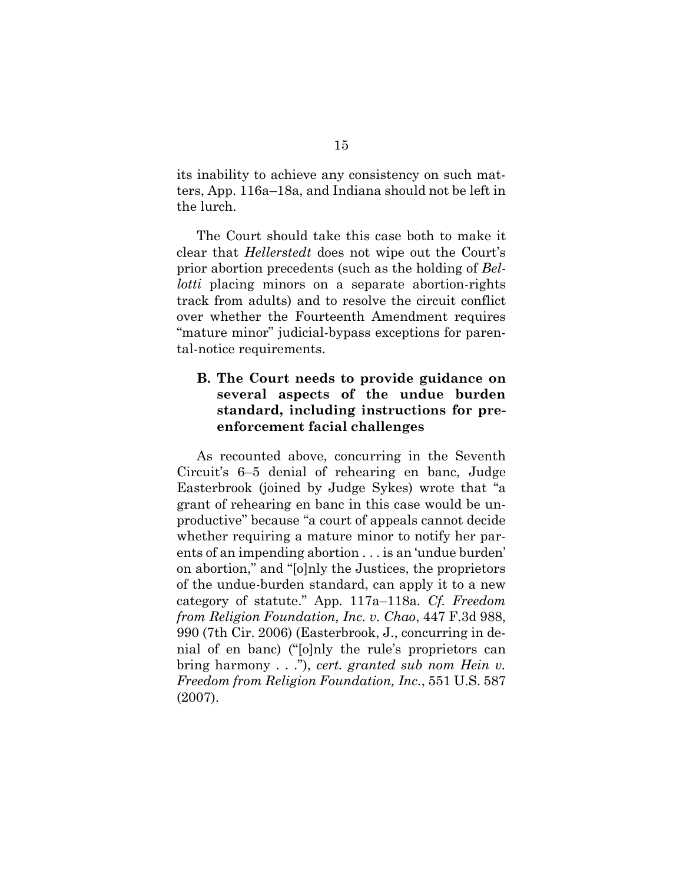its inability to achieve any consistency on such matters, App. 116a–18a, and Indiana should not be left in the lurch.

The Court should take this case both to make it clear that *Hellerstedt* does not wipe out the Court's prior abortion precedents (such as the holding of *Bellotti* placing minors on a separate abortion-rights track from adults) and to resolve the circuit conflict over whether the Fourteenth Amendment requires "mature minor" judicial-bypass exceptions for parental-notice requirements.

### B. The Court needs to provide guidance on several aspects of the undue burden standard, including instructions for pre-enforcement facial challenges

As recounted above, concurring in the Seventh Circuit's 6–5 denial of rehearing en banc, Judge Easterbrook (joined by Judge Sykes) wrote that "a grant of rehearing en banc in this case would be unproductive" because "a court of appeals cannot decide whether requiring a mature minor to notify her parents of an impending abortion . . . is an 'undue burden' on abortion," and "[o]nly the Justices, the proprietors of the undue-burden standard, can apply it to a new category of statute." App. 117a–118a. *Cf. Freedom from Religion Foundation, Inc. v. Chao*, 447 F.3d 988, 990 (7th Cir. 2006) (Easterbrook, J., concurring in denial of en banc) ("[o]nly the rule's proprietors can bring harmony . . ."), *cert. granted sub nom Hein v. Freedom from Religion Foundation, Inc.*, 551 U.S. 587 (2007).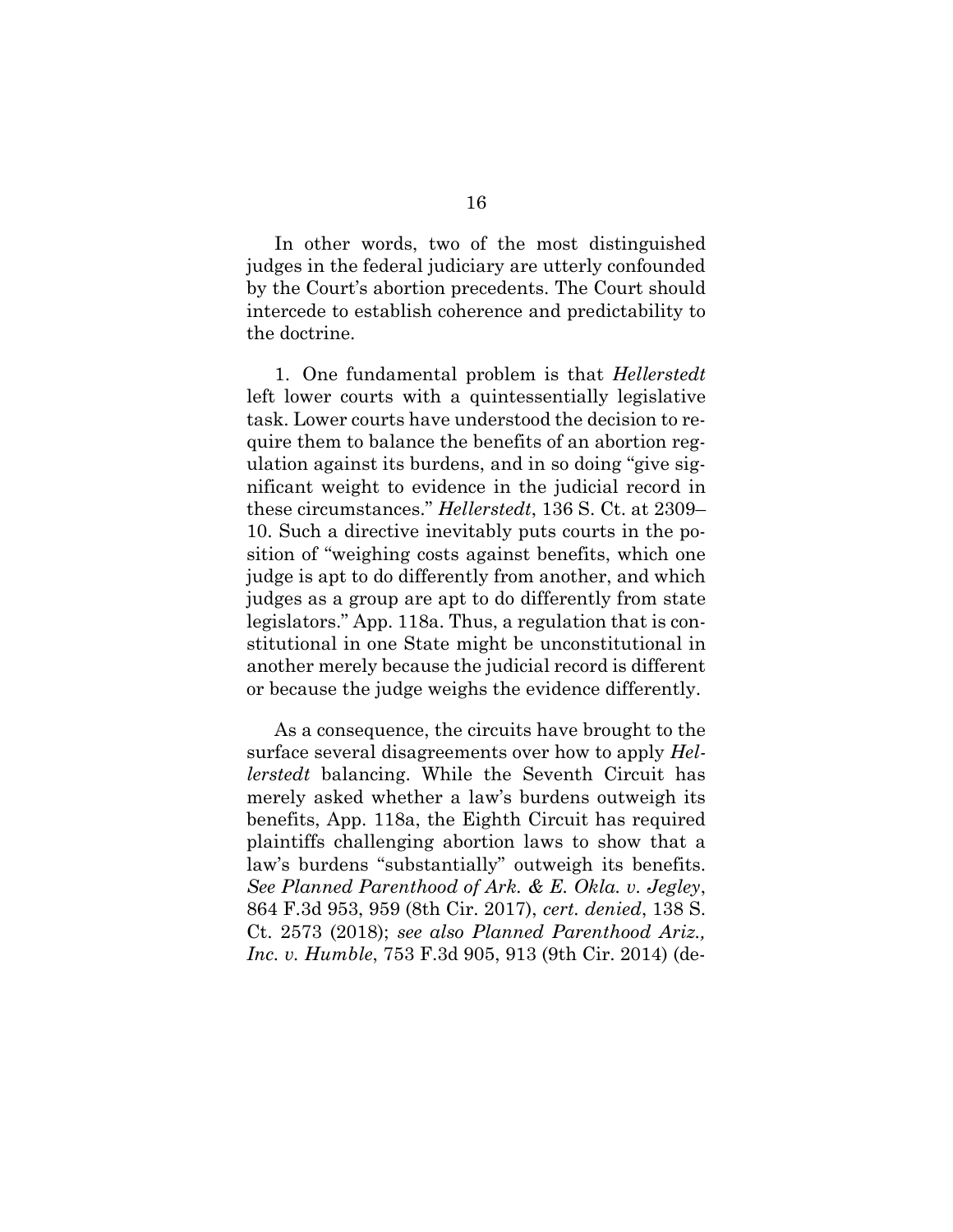In other words, two of the most distinguished judges in the federal judiciary are utterly confounded by the Court's abortion precedents. The Court should intercede to establish coherence and predictability to the doctrine.

1. One fundamental problem is that *Hellerstedt* left lower courts with a quintessentially legislative task. Lower courts have understood the decision to require them to balance the benefits of an abortion regulation against its burdens, and in so doing "give significant weight to evidence in the judicial record in these circumstances." *Hellerstedt*, 136 S. Ct. at 2309–10. Such a directive inevitably puts courts in the position of "weighing costs against benefits, which one judge is apt to do differently from another, and which judges as a group are apt to do differently from state legislators." App. 118a. Thus, a regulation that is constitutional in one State might be unconstitutional in another merely because the judicial record is different or because the judge weighs the evidence differently.

As a consequence, the circuits have brought to the surface several disagreements over how to apply *Hellerstedt* balancing. While the Seventh Circuit has merely asked whether a law's burdens outweigh its benefits, App. 118a, the Eighth Circuit has required plaintiffs challenging abortion laws to show that a law's burdens "substantially" outweigh its benefits. *See Planned Parenthood of Ark. & E. Okla. v. Jegley*, 864 F.3d 953, 959 (8th Cir. 2017), *cert. denied*, 138 S. Ct. 2573 (2018); *see also Planned Parenthood Ariz., Inc. v. Humble*, 753 F.3d 905, 913 (9th Cir. 2014) (de-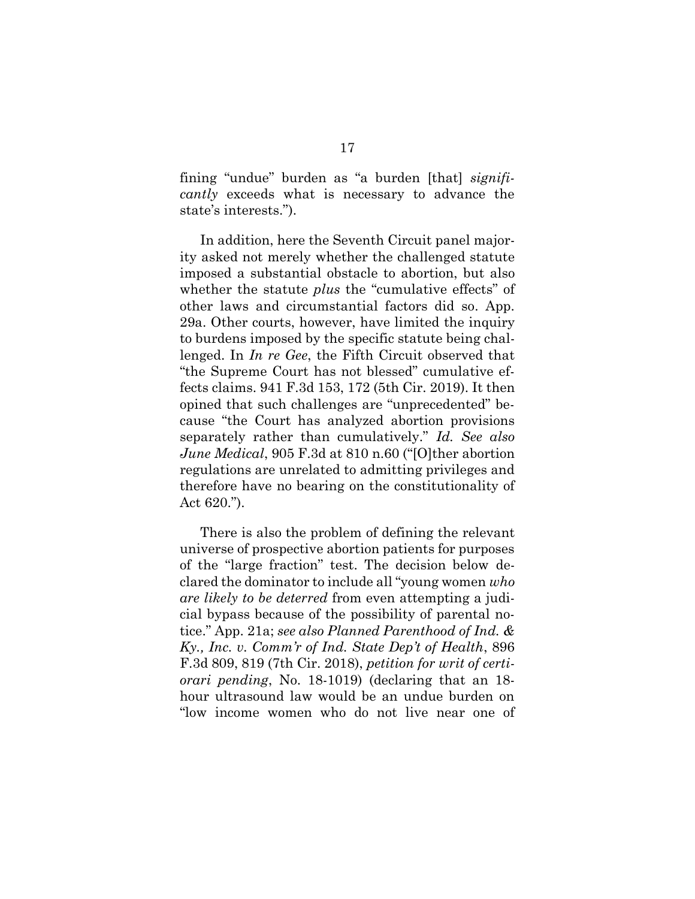fining "undue" burden as "a burden [that] *significantly* exceeds what is necessary to advance the state's interests.").

In addition, here the Seventh Circuit panel majority asked not merely whether the challenged statute imposed a substantial obstacle to abortion, but also whether the statute *plus* the "cumulative effects" of other laws and circumstantial factors did so. App. 29a. Other courts, however, have limited the inquiry to burdens imposed by the specific statute being challenged. In *In re Gee*, the Fifth Circuit observed that "the Supreme Court has not blessed" cumulative effects claims. 941 F.3d 153, 172 (5th Cir. 2019). It then opined that such challenges are "unprecedented" because "the Court has analyzed abortion provisions separately rather than cumulatively." *Id. See also June Medical*, 905 F.3d at 810 n.60 ("[O]ther abortion regulations are unrelated to admitting privileges and therefore have no bearing on the constitutionality of Act 620.").

There is also the problem of defining the relevant universe of prospective abortion patients for purposes of the "large fraction" test. The decision below declared the dominator to include all "young women *who are likely to be deterred* from even attempting a judicial bypass because of the possibility of parental notice." App. 21a; *see also Planned Parenthood of Ind. & Ky., Inc. v. Comm'r of Ind. State Dep't of Health*, 896 F.3d 809, 819 (7th Cir. 2018), *petition for writ of certiorari pending*, No. 18-1019) (declaring that an 18-hour ultrasound law would be an undue burden on "low income women who do not live near one of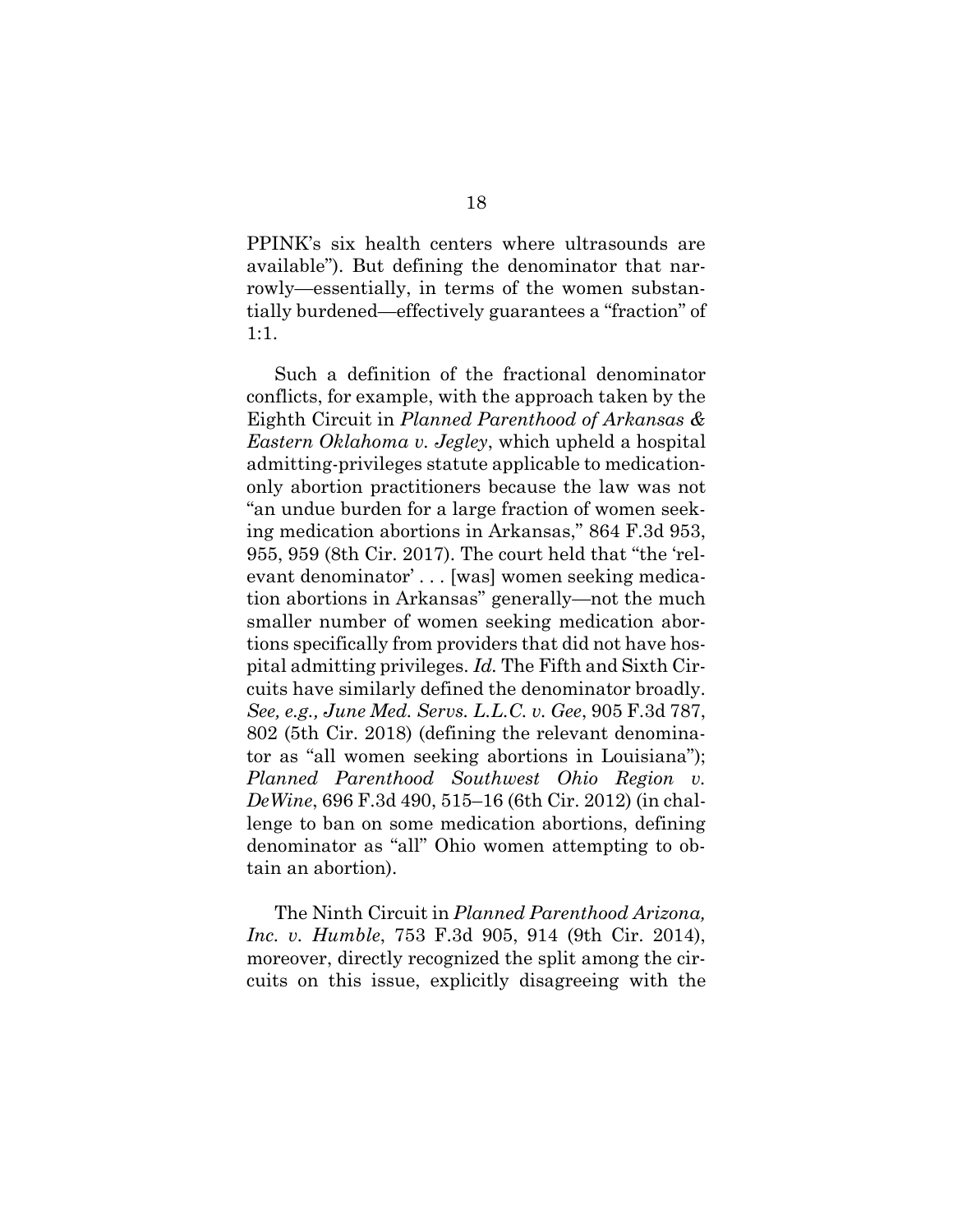PPINK's six health centers where ultrasounds are available"). But defining the denominator that narrowly—essentially, in terms of the women substantially burdened—effectively guarantees a "fraction" of 1:1.

Such a definition of the fractional denominator conflicts, for example, with the approach taken by the Eighth Circuit in *Planned Parenthood of Arkansas & Eastern Oklahoma v. Jegley*, which upheld a hospital admitting-privileges statute applicable to medication-only abortion practitioners because the law was not "an undue burden for a large fraction of women seeking medication abortions in Arkansas," 864 F.3d 953, 955, 959 (8th Cir. 2017). The court held that "the 'relevant denominator' . . . [was] women seeking medication abortions in Arkansas" generally—not the much smaller number of women seeking medication abortions specifically from providers that did not have hospital admitting privileges. *Id.* The Fifth and Sixth Circuits have similarly defined the denominator broadly. *See, e.g., June Med. Servs. L.L.C. v. Gee*, 905 F.3d 787, 802 (5th Cir. 2018) (defining the relevant denominator as "all women seeking abortions in Louisiana"); *Planned Parenthood Southwest Ohio Region v. DeWine*, 696 F.3d 490, 515–16 (6th Cir. 2012) (in challenge to ban on some medication abortions, defining denominator as "all" Ohio women attempting to obtain an abortion).

The Ninth Circuit in *Planned Parenthood Arizona, Inc. v. Humble*, 753 F.3d 905, 914 (9th Cir. 2014), moreover, directly recognized the split among the circuits on this issue, explicitly disagreeing with the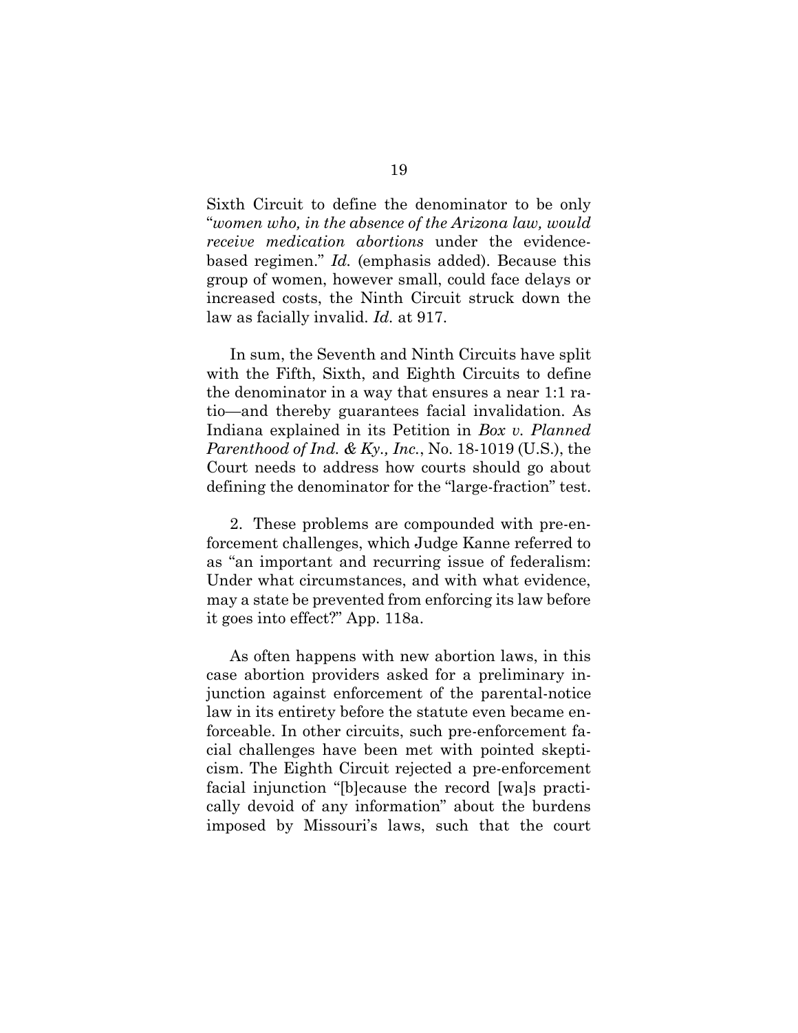Sixth Circuit to define the denominator to be only "*women who, in the absence of the Arizona law, would receive medication abortions* under the evidence-based regimen." *Id.* (emphasis added). Because this group of women, however small, could face delays or increased costs, the Ninth Circuit struck down the law as facially invalid. *Id.* at 917.

In sum, the Seventh and Ninth Circuits have split with the Fifth, Sixth, and Eighth Circuits to define the denominator in a way that ensures a near 1:1 ratio—and thereby guarantees facial invalidation. As Indiana explained in its Petition in *Box v. Planned Parenthood of Ind. & Ky., Inc.*, No. 18-1019 (U.S.), the Court needs to address how courts should go about defining the denominator for the "large-fraction" test.

2. These problems are compounded with pre-enforcement challenges, which Judge Kanne referred to as "an important and recurring issue of federalism: Under what circumstances, and with what evidence, may a state be prevented from enforcing its law before it goes into effect?" App. 118a.

As often happens with new abortion laws, in this case abortion providers asked for a preliminary injunction against enforcement of the parental-notice law in its entirety before the statute even became enforceable. In other circuits, such pre-enforcement facial challenges have been met with pointed skepticism. The Eighth Circuit rejected a pre-enforcement facial injunction "[b]ecause the record [wa]s practically devoid of any information" about the burdens imposed by Missouri's laws, such that the court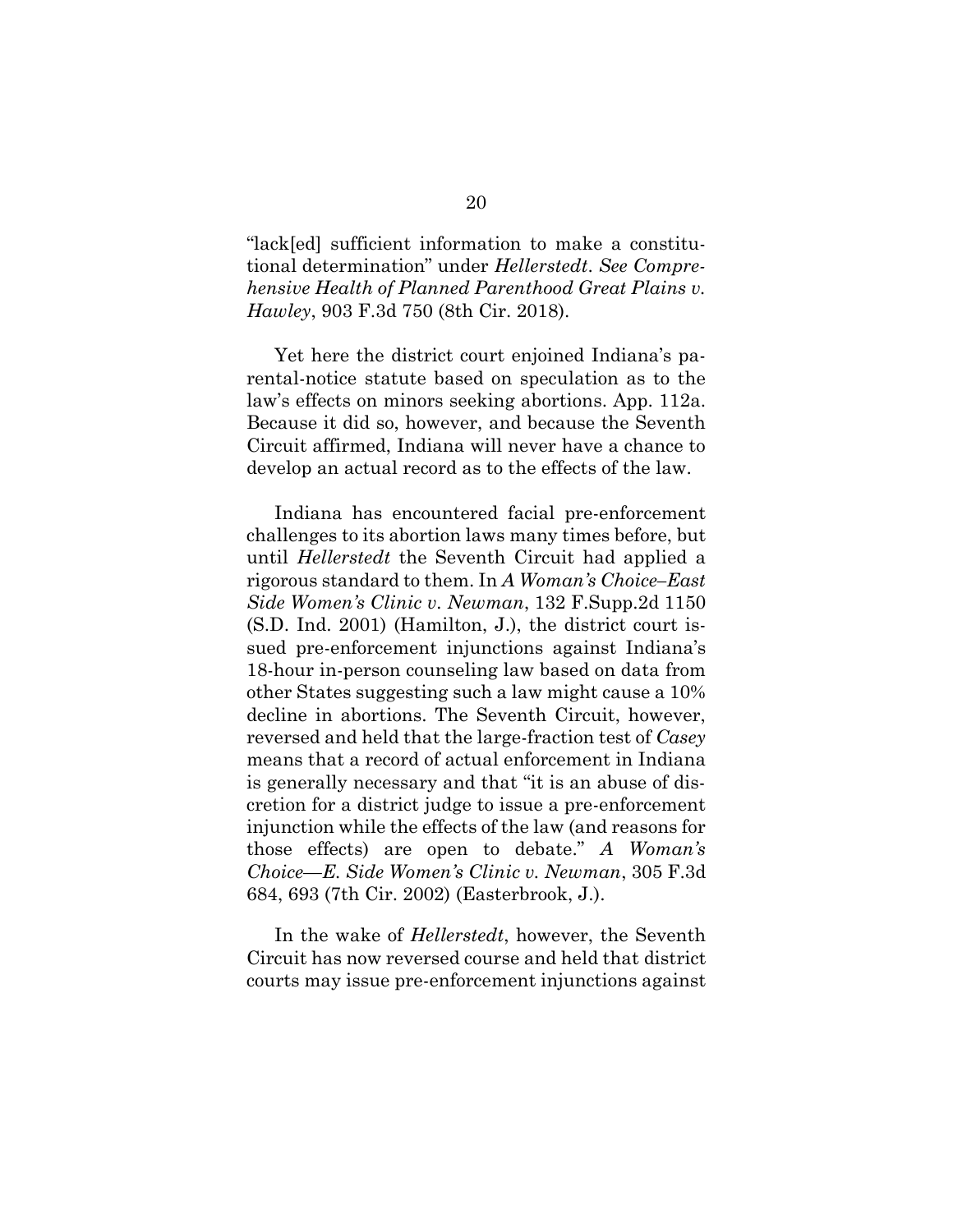"lack[ed] sufficient information to make a constitutional determination" under *Hellerstedt*. *See Comprehensive Health of Planned Parenthood Great Plains v. Hawley*, 903 F.3d 750 (8th Cir. 2018).

Yet here the district court enjoined Indiana's parental-notice statute based on speculation as to the law's effects on minors seeking abortions. App. 112a. Because it did so, however, and because the Seventh Circuit affirmed, Indiana will never have a chance to develop an actual record as to the effects of the law.

Indiana has encountered facial pre-enforcement challenges to its abortion laws many times before, but until *Hellerstedt* the Seventh Circuit had applied a rigorous standard to them. In *A Woman's Choice–East Side Women's Clinic v. Newman*, 132 F.Supp.2d 1150 (S.D. Ind. 2001) (Hamilton, J.), the district court issued pre-enforcement injunctions against Indiana's 18-hour in-person counseling law based on data from other States suggesting such a law might cause a 10% decline in abortions. The Seventh Circuit, however, reversed and held that the large-fraction test of *Casey* means that a record of actual enforcement in Indiana is generally necessary and that "it is an abuse of discretion for a district judge to issue a pre-enforcement injunction while the effects of the law (and reasons for those effects) are open to debate." *A Woman's Choice—E. Side Women's Clinic v. Newman*, 305 F.3d 684, 693 (7th Cir. 2002) (Easterbrook, J.).

In the wake of *Hellerstedt*, however, the Seventh Circuit has now reversed course and held that district courts may issue pre-enforcement injunctions against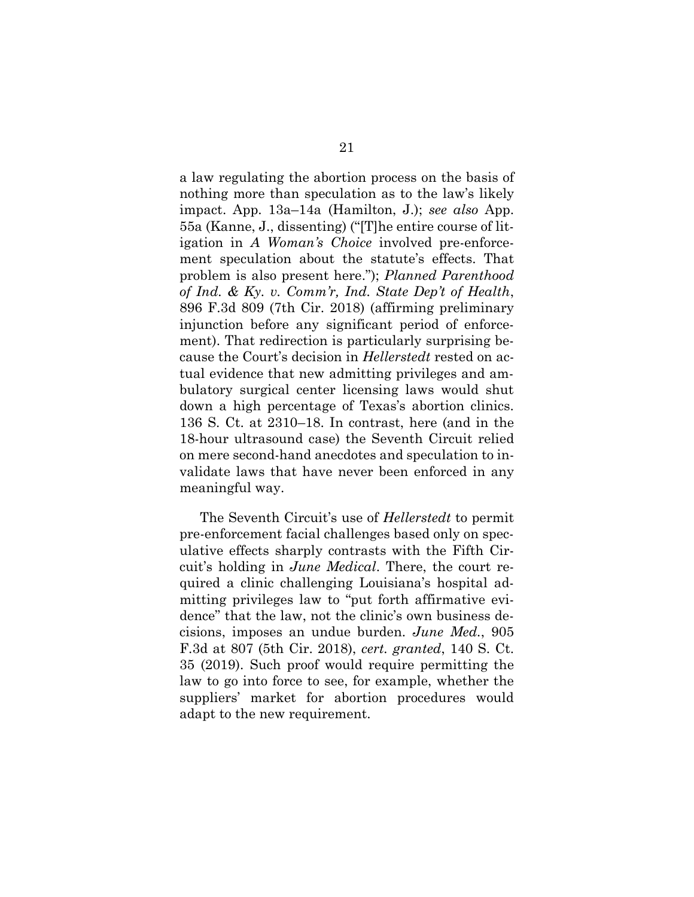a law regulating the abortion process on the basis of nothing more than speculation as to the law's likely impact. App. 13a–14a (Hamilton, J.); *see also* App. 55a (Kanne, J., dissenting) ("[T]he entire course of litigation in *A Woman's Choice* involved pre-enforcement speculation about the statute's effects. That problem is also present here."); *Planned Parenthood of Ind. & Ky. v. Comm'r, Ind. State Dep't of Health*, 896 F.3d 809 (7th Cir. 2018) (affirming preliminary injunction before any significant period of enforcement). That redirection is particularly surprising because the Court's decision in *Hellerstedt* rested on actual evidence that new admitting privileges and ambulatory surgical center licensing laws would shut down a high percentage of Texas's abortion clinics. 136 S. Ct. at 2310–18. In contrast, here (and in the 18-hour ultrasound case) the Seventh Circuit relied on mere second-hand anecdotes and speculation to invalidate laws that have never been enforced in any meaningful way.

The Seventh Circuit's use of *Hellerstedt* to permit pre-enforcement facial challenges based only on speculative effects sharply contrasts with the Fifth Circuit's holding in *June Medical*. There, the court required a clinic challenging Louisiana's hospital admitting privileges law to "put forth affirmative evidence" that the law, not the clinic's own business decisions, imposes an undue burden. *June Med.*, 905 F.3d at 807 (5th Cir. 2018), *cert. granted*, 140 S. Ct. 35 (2019). Such proof would require permitting the law to go into force to see, for example, whether the suppliers' market for abortion procedures would adapt to the new requirement.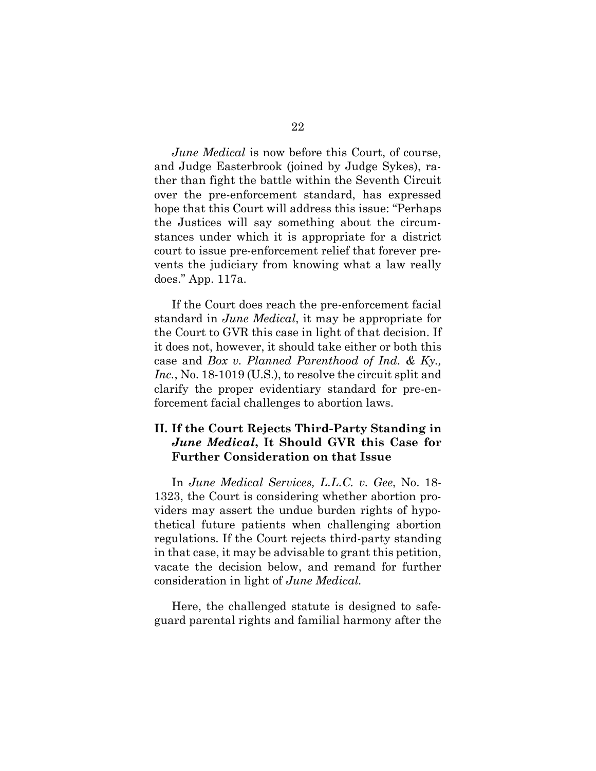*June Medical* is now before this Court, of course, and Judge Easterbrook (joined by Judge Sykes), rather than fight the battle within the Seventh Circuit over the pre-enforcement standard, has expressed hope that this Court will address this issue: "Perhaps the Justices will say something about the circumstances under which it is appropriate for a district court to issue pre-enforcement relief that forever prevents the judiciary from knowing what a law really does." App. 117a.

If the Court does reach the pre-enforcement facial standard in *June Medical*, it may be appropriate for the Court to GVR this case in light of that decision. If it does not, however, it should take either or both this case and *Box v. Planned Parenthood of Ind. & Ky., Inc.*, No. 18-1019 (U.S.), to resolve the circuit split and clarify the proper evidentiary standard for pre-enforcement facial challenges to abortion laws.

## II. If the Court Rejects Third-Party Standing in *June Medical*, It Should GVR this Case for Further Consideration on that Issue

In *June Medical Services, L.L.C. v. Gee*, No. 18-1323, the Court is considering whether abortion providers may assert the undue burden rights of hypothetical future patients when challenging abortion regulations. If the Court rejects third-party standing in that case, it may be advisable to grant this petition, vacate the decision below, and remand for further consideration in light of *June Medical.*

Here, the challenged statute is designed to safeguard parental rights and familial harmony after the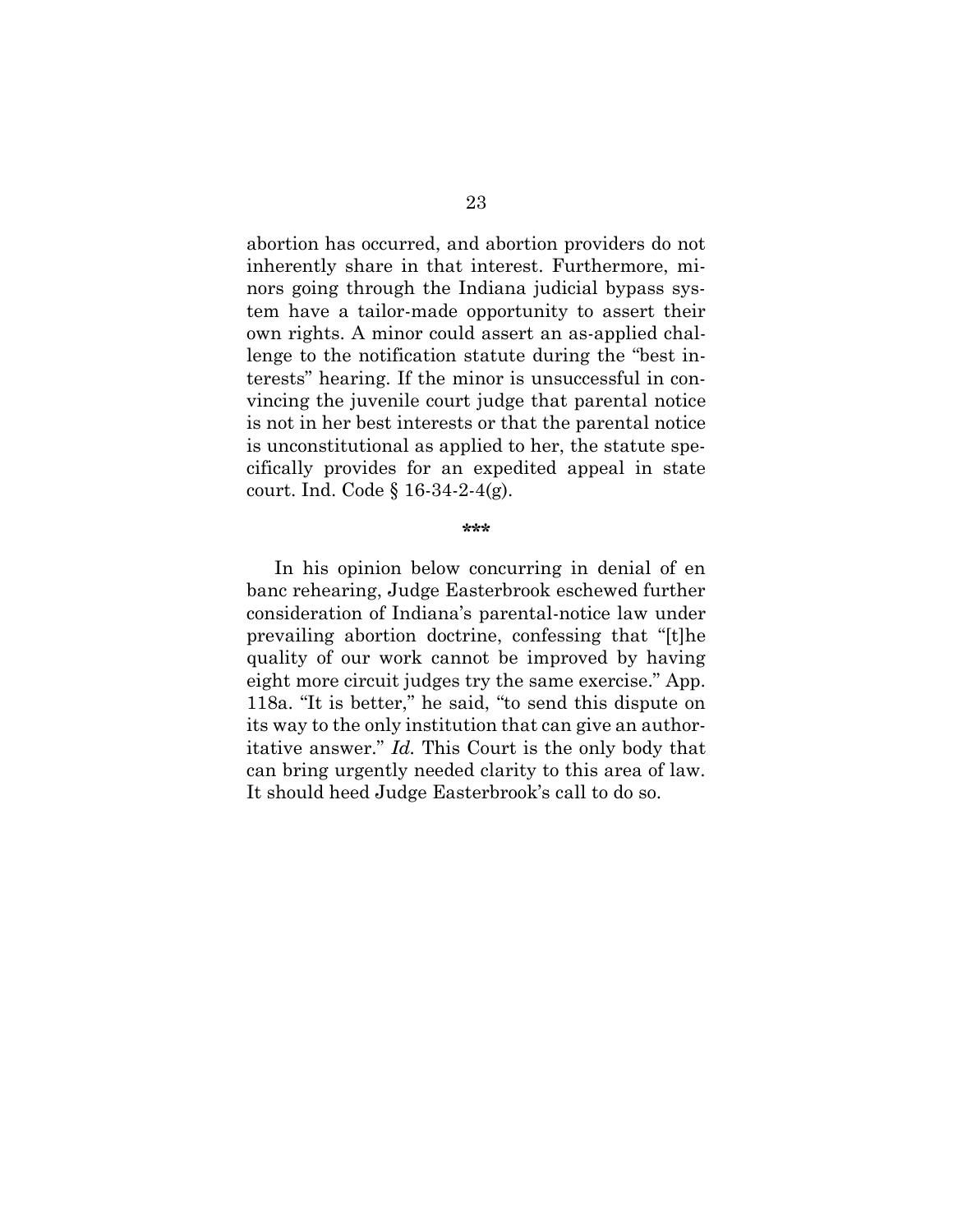abortion has occurred, and abortion providers do not inherently share in that interest. Furthermore, minors going through the Indiana judicial bypass system have a tailor-made opportunity to assert their own rights. A minor could assert an as-applied challenge to the notification statute during the "best interests" hearing. If the minor is unsuccessful in convincing the juvenile court judge that parental notice is not in her best interests or that the parental notice is unconstitutional as applied to her, the statute specifically provides for an expedited appeal in state court. Ind. Code § 16-34-2-4(g).

\*\*\*

In his opinion below concurring in denial of en banc rehearing, Judge Easterbrook eschewed further consideration of Indiana's parental-notice law under prevailing abortion doctrine, confessing that "[t]he quality of our work cannot be improved by having eight more circuit judges try the same exercise." App. 118a. "It is better," he said, "to send this dispute on its way to the only institution that can give an authoritative answer." *Id.* This Court is the only body that can bring urgently needed clarity to this area of law. It should heed Judge Easterbrook's call to do so.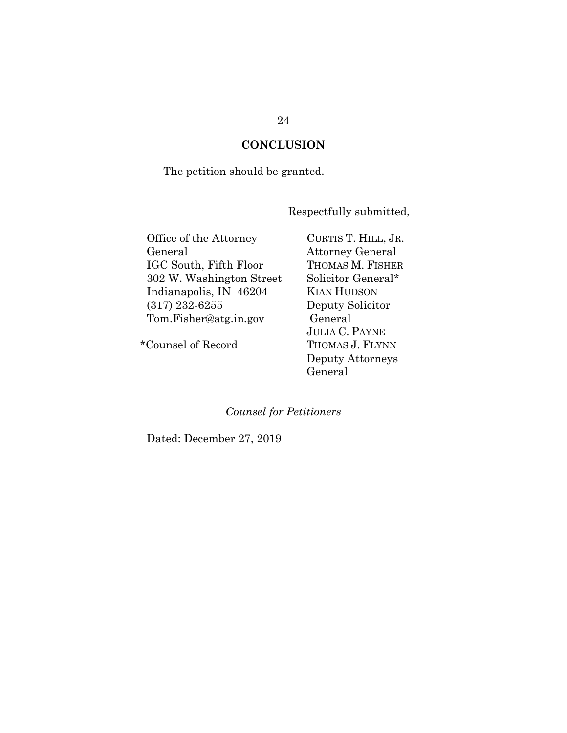## CONCLUSION

The petition should be granted.

Respectfully submitted,

Office of the Attorney General
IGC South, Fifth Floor
302 W. Washington Street
Indianapolis, IN 46204
(317) 232-6255
Tom.Fisher@atg.in.gov

*Counsel of Record

CURTIS T. HILL, JR.
Attorney General
THOMAS M. FISHER
Solicitor General*
KIAN HUDSON
Deputy Solicitor General
JULIA C. PAYNE
THOMAS J. FLYNN
Deputy Attorneys General

*Counsel for Petitioners*

Dated: December 27, 2019